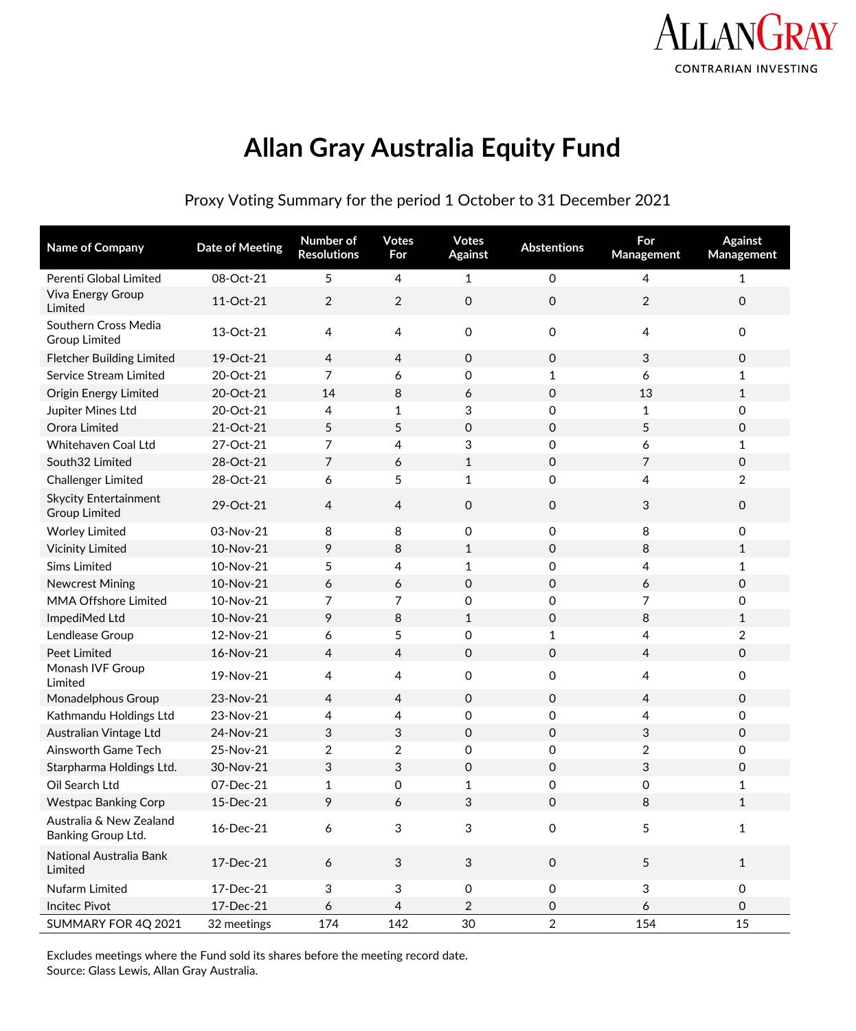ALLAN GRAY
CONTRARIAN INVESTING

# Allan Gray Australia Equity Fund

Proxy Voting Summary for the period 1 October to 31 December 2021

| Name of Company | Date of Meeting | Number of Resolutions | Votes For | Votes Against | Abstentions | For Management | Against Management |
|---|---|---|---|---|---|---|---|
| Perenti Global Limited | 08-Oct-21 | 5 | 4 | 1 | 0 | 4 | 1 |
| Viva Energy Group Limited | 11-Oct-21 | 2 | 2 | 0 | 0 | 2 | 0 |
| Southern Cross Media Group Limited | 13-Oct-21 | 4 | 4 | 0 | 0 | 4 | 0 |
| Fletcher Building Limited | 19-Oct-21 | 4 | 4 | 0 | 0 | 3 | 0 |
| Service Stream Limited | 20-Oct-21 | 7 | 6 | 0 | 1 | 6 | 1 |
| Origin Energy Limited | 20-Oct-21 | 14 | 8 | 6 | 0 | 13 | 1 |
| Jupiter Mines Ltd | 20-Oct-21 | 4 | 1 | 3 | 0 | 1 | 0 |
| Orora Limited | 21-Oct-21 | 5 | 5 | 0 | 0 | 5 | 0 |
| Whitehaven Coal Ltd | 27-Oct-21 | 7 | 4 | 3 | 0 | 6 | 1 |
| South32 Limited | 28-Oct-21 | 7 | 6 | 1 | 0 | 7 | 0 |
| Challenger Limited | 28-Oct-21 | 6 | 5 | 1 | 0 | 4 | 2 |
| Skycity Entertainment Group Limited | 29-Oct-21 | 4 | 4 | 0 | 0 | 3 | 0 |
| Worley Limited | 03-Nov-21 | 8 | 8 | 0 | 0 | 8 | 0 |
| Vicinity Limited | 10-Nov-21 | 9 | 8 | 1 | 0 | 8 | 1 |
| Sims Limited | 10-Nov-21 | 5 | 4 | 1 | 0 | 4 | 1 |
| Newcrest Mining | 10-Nov-21 | 6 | 6 | 0 | 0 | 6 | 0 |
| MMA Offshore Limited | 10-Nov-21 | 7 | 7 | 0 | 0 | 7 | 0 |
| ImpediMed Ltd | 10-Nov-21 | 9 | 8 | 1 | 0 | 8 | 1 |
| Lendlease Group | 12-Nov-21 | 6 | 5 | 0 | 1 | 4 | 2 |
| Peet Limited | 16-Nov-21 | 4 | 4 | 0 | 0 | 4 | 0 |
| Monash IVF Group Limited | 19-Nov-21 | 4 | 4 | 0 | 0 | 4 | 0 |
| Monadelphous Group | 23-Nov-21 | 4 | 4 | 0 | 0 | 4 | 0 |
| Kathmandu Holdings Ltd | 23-Nov-21 | 4 | 4 | 0 | 0 | 4 | 0 |
| Australian Vintage Ltd | 24-Nov-21 | 3 | 3 | 0 | 0 | 3 | 0 |
| Ainsworth Game Tech | 25-Nov-21 | 2 | 2 | 0 | 0 | 2 | 0 |
| Starpharma Holdings Ltd. | 30-Nov-21 | 3 | 3 | 0 | 0 | 3 | 0 |
| Oil Search Ltd | 07-Dec-21 | 1 | 0 | 1 | 0 | 0 | 1 |
| Westpac Banking Corp | 15-Dec-21 | 9 | 6 | 3 | 0 | 8 | 1 |
| Australia & New Zealand Banking Group Ltd. | 16-Dec-21 | 6 | 3 | 3 | 0 | 5 | 1 |
| National Australia Bank Limited | 17-Dec-21 | 6 | 3 | 3 | 0 | 5 | 1 |
| Nufarm Limited | 17-Dec-21 | 3 | 3 | 0 | 0 | 3 | 0 |
| Incitec Pivot | 17-Dec-21 | 6 | 4 | 2 | 0 | 6 | 0 |
| SUMMARY FOR 4Q 2021 | 32 meetings | 174 | 142 | 30 | 2 | 154 | 15 |

Excludes meetings where the Fund sold its shares before the meeting record date.
Source: Glass Lewis, Allan Gray Australia.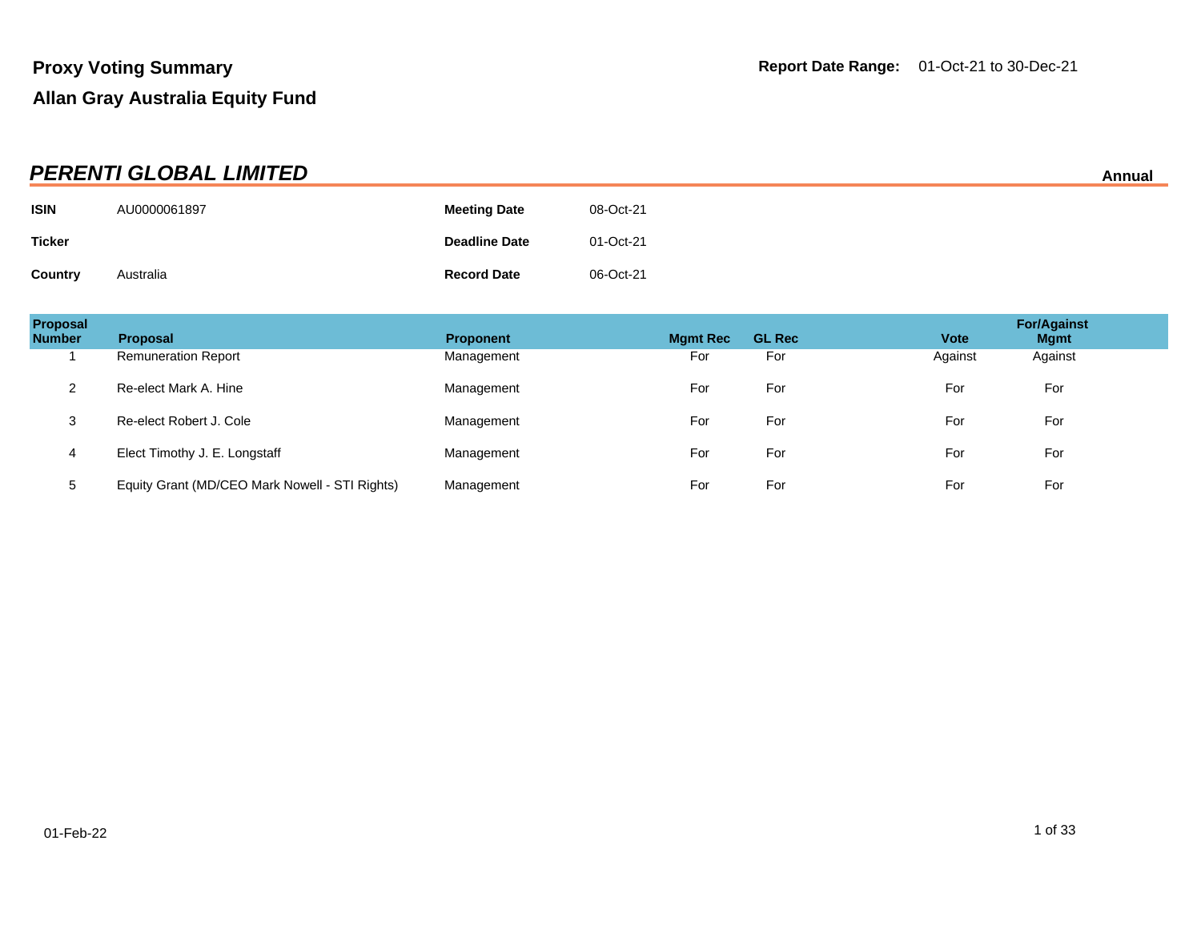## Proxy Voting Summary

**Report Date Range:** 01-Oct-21 to 30-Dec-21

## Allan Gray Australia Equity Fund

### *PERENTI GLOBAL LIMITED*

**Annual**

| | | | |
|---|---|---|---|
| **ISIN** | AU0000061897 | **Meeting Date** | 08-Oct-21 |
| **Ticker** | | **Deadline Date** | 01-Oct-21 |
| **Country** | Australia | **Record Date** | 06-Oct-21 |

| Proposal Number | Proposal | Proponent | Mgmt Rec | GL Rec | Vote | For/Against Mgmt |
|---|---|---|---|---|---|---|
| 1 | Remuneration Report | Management | For | For | Against | Against |
| 2 | Re-elect Mark A. Hine | Management | For | For | For | For |
| 3 | Re-elect Robert J. Cole | Management | For | For | For | For |
| 4 | Elect Timothy J. E. Longstaff | Management | For | For | For | For |
| 5 | Equity Grant (MD/CEO Mark Nowell - STI Rights) | Management | For | For | For | For |

01-Feb-22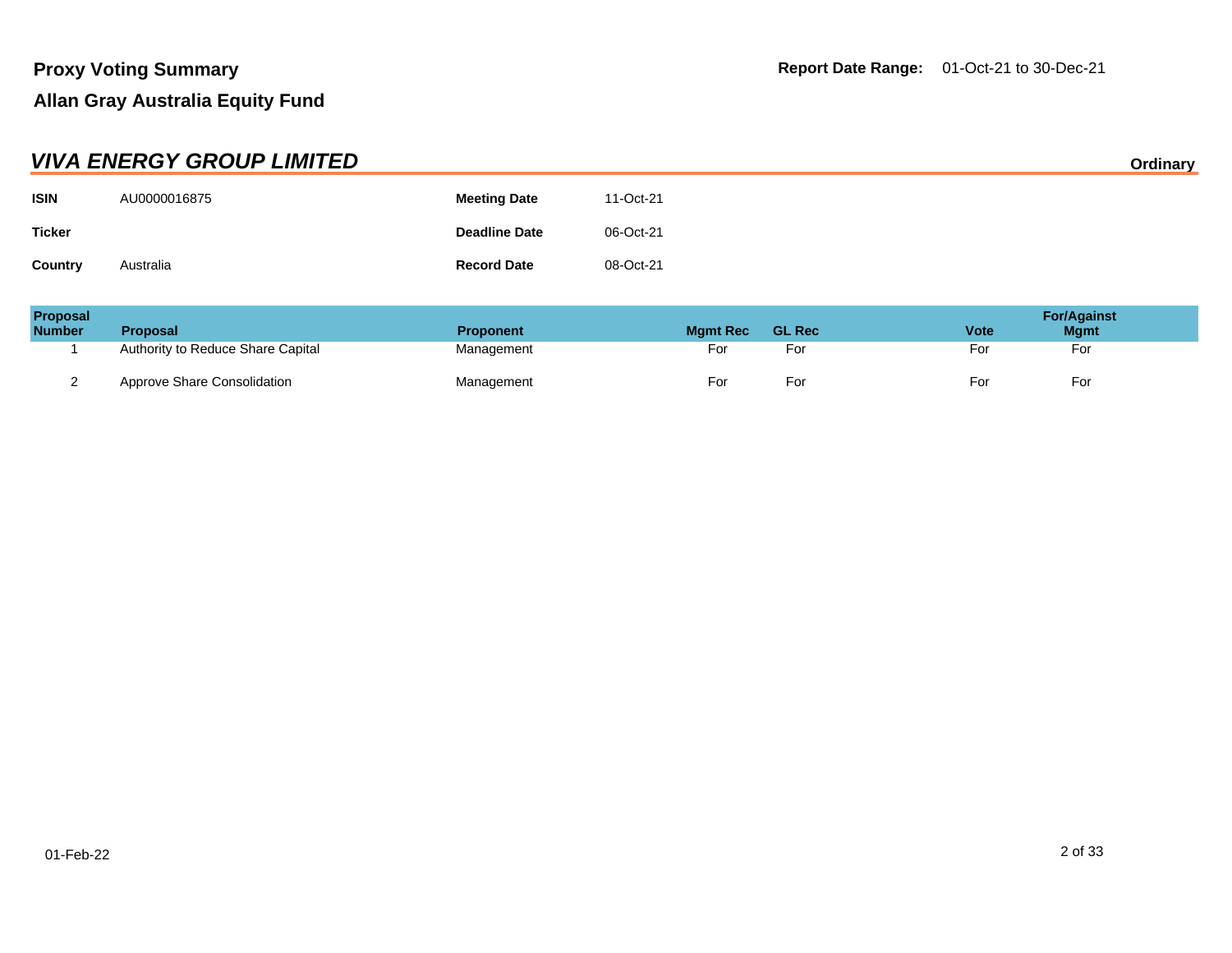# Proxy Voting Summary

## Allan Gray Australia Equity Fund

**Report Date Range:** 01-Oct-21 to 30-Dec-21

## *VIVA ENERGY GROUP LIMITED*

**Ordinary**

| | | | |
|---|---|---|---|
| **ISIN** | AU0000016875 | **Meeting Date** | 11-Oct-21 |
| **Ticker** | | **Deadline Date** | 06-Oct-21 |
| **Country** | Australia | **Record Date** | 08-Oct-21 |

| Proposal Number | Proposal | Proponent | Mgmt Rec | GL Rec | Vote | For/Against Mgmt |
|---|---|---|---|---|---|---|
| 1 | Authority to Reduce Share Capital | Management | For | For | For | For |
| 2 | Approve Share Consolidation | Management | For | For | For | For |

01-Feb-22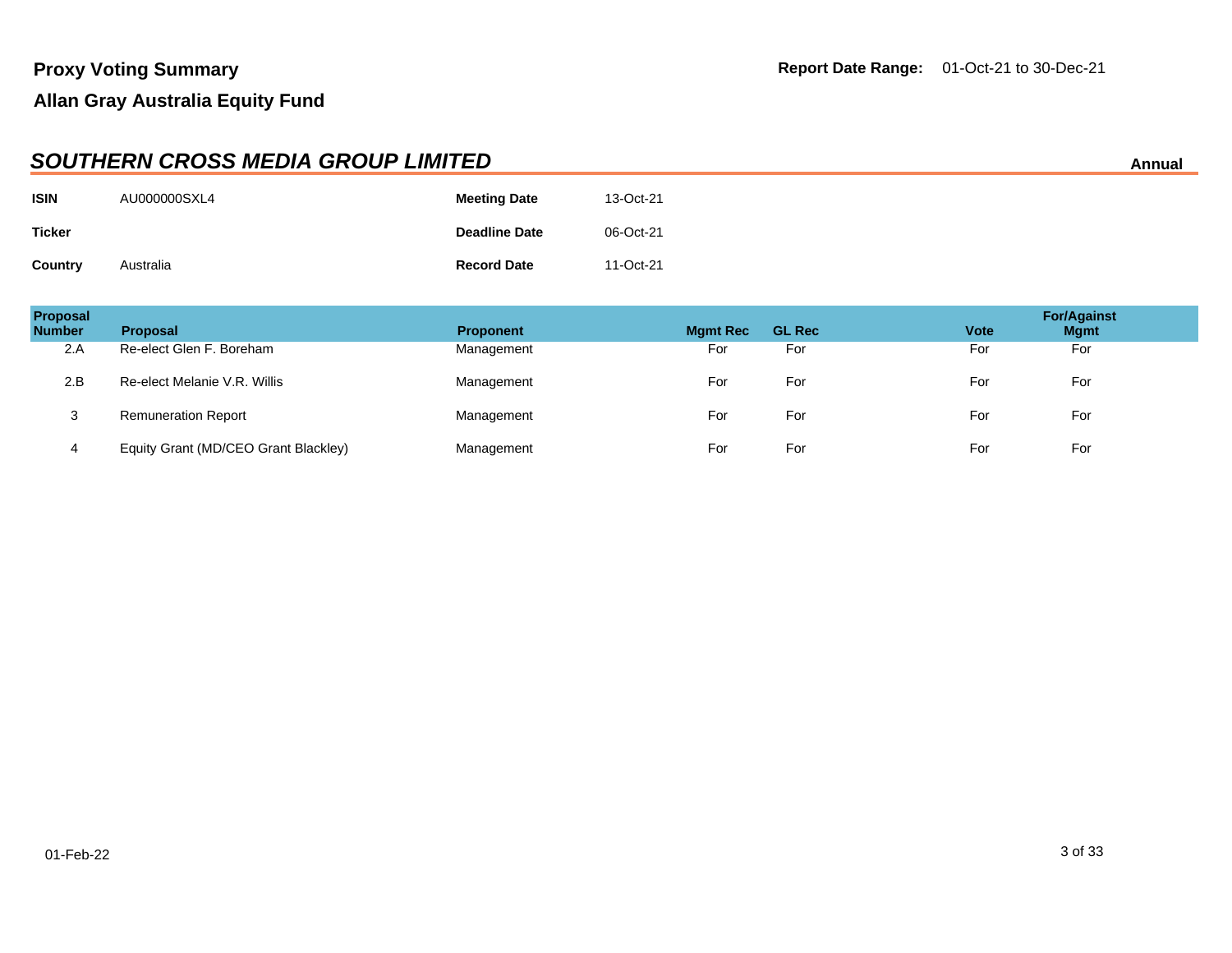# Proxy Voting Summary

**Allan Gray Australia Equity Fund**

**Report Date Range:** 01-Oct-21 to 30-Dec-21

## *SOUTHERN CROSS MEDIA GROUP LIMITED*

**Annual**

| | | | |
|---|---|---|---|
| **ISIN** | AU000000SXL4 | **Meeting Date** | 13-Oct-21 |
| **Ticker** | | **Deadline Date** | 06-Oct-21 |
| **Country** | Australia | **Record Date** | 11-Oct-21 |

| Proposal Number | Proposal | Proponent | Mgmt Rec | GL Rec | Vote | For/Against Mgmt |
|---|---|---|---|---|---|---|
| 2.A | Re-elect Glen F. Boreham | Management | For | For | For | For |
| 2.B | Re-elect Melanie V.R. Willis | Management | For | For | For | For |
| 3 | Remuneration Report | Management | For | For | For | For |
| 4 | Equity Grant (MD/CEO Grant Blackley) | Management | For | For | For | For |

01-Feb-22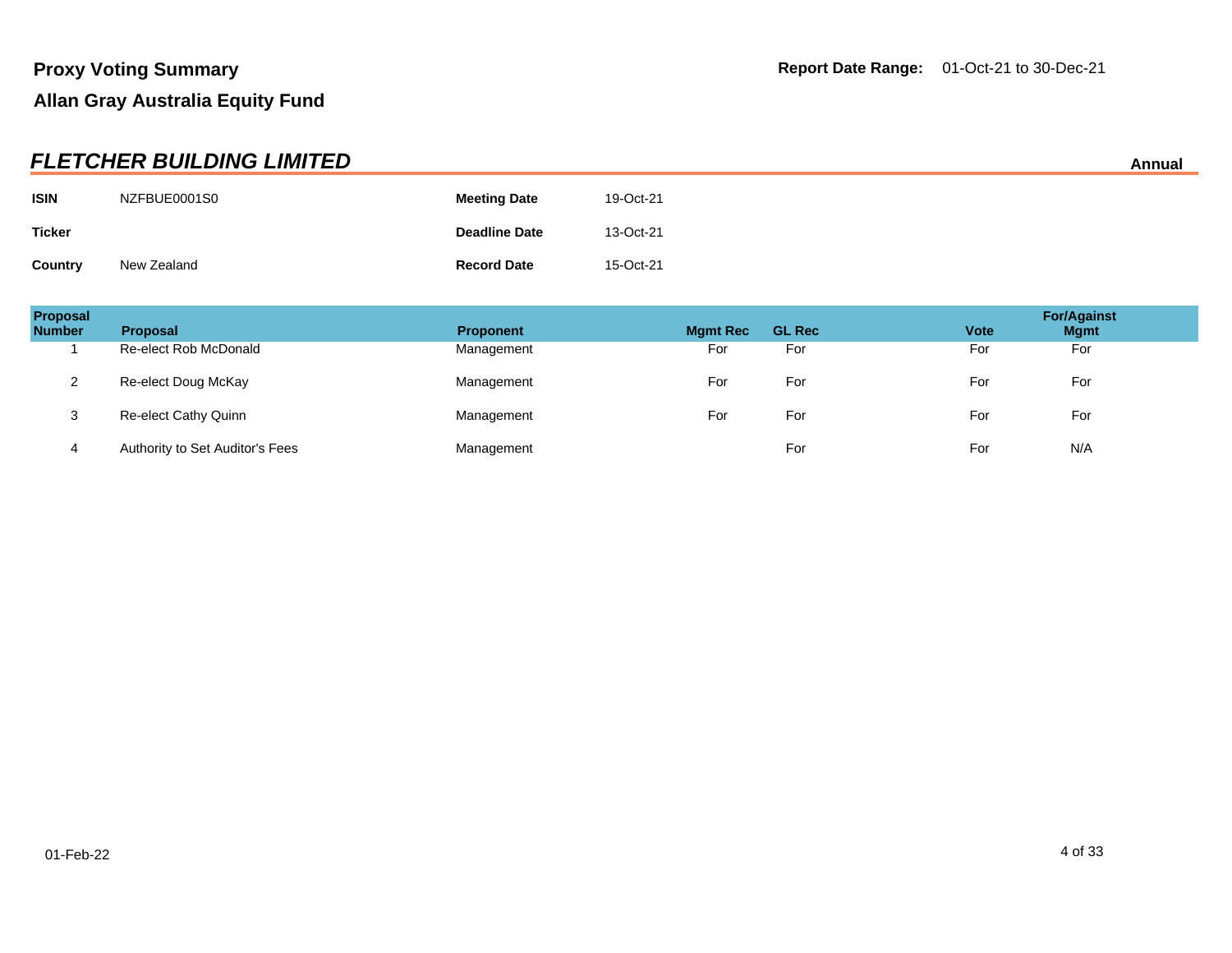**Proxy Voting Summary**

**Allan Gray Australia Equity Fund**

**Report Date Range:** 01-Oct-21 to 30-Dec-21

## *FLETCHER BUILDING LIMITED*

**Annual**

| | | | |
|---|---|---|---|
| **ISIN** | NZFBUE0001S0 | **Meeting Date** | 19-Oct-21 |
| **Ticker** | | **Deadline Date** | 13-Oct-21 |
| **Country** | New Zealand | **Record Date** | 15-Oct-21 |

| Proposal Number | Proposal | Proponent | Mgmt Rec | GL Rec | Vote | For/Against Mgmt |
|---|---|---|---|---|---|---|
| 1 | Re-elect Rob McDonald | Management | For | For | For | For |
| 2 | Re-elect Doug McKay | Management | For | For | For | For |
| 3 | Re-elect Cathy Quinn | Management | For | For | For | For |
| 4 | Authority to Set Auditor's Fees | Management | | For | For | N/A |

01-Feb-22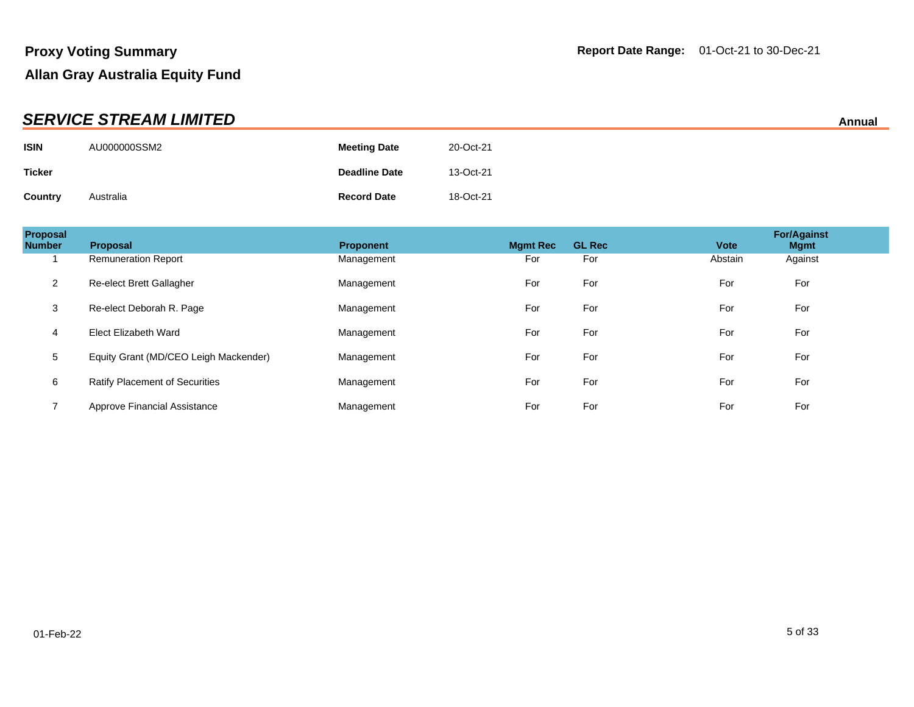# Proxy Voting Summary

**Report Date Range:** 01-Oct-21 to 30-Dec-21

## Allan Gray Australia Equity Fund

### *SERVICE STREAM LIMITED*

**Annual**

| | | | |
|---|---|---|---|
| **ISIN** | AU000000SSM2 | **Meeting Date** | 20-Oct-21 |
| **Ticker** | | **Deadline Date** | 13-Oct-21 |
| **Country** | Australia | **Record Date** | 18-Oct-21 |

| Proposal Number | Proposal | Proponent | Mgmt Rec | GL Rec | Vote | For/Against Mgmt |
|---|---|---|---|---|---|---|
| 1 | Remuneration Report | Management | For | For | Abstain | Against |
| 2 | Re-elect Brett Gallagher | Management | For | For | For | For |
| 3 | Re-elect Deborah R. Page | Management | For | For | For | For |
| 4 | Elect Elizabeth Ward | Management | For | For | For | For |
| 5 | Equity Grant (MD/CEO Leigh Mackender) | Management | For | For | For | For |
| 6 | Ratify Placement of Securities | Management | For | For | For | For |
| 7 | Approve Financial Assistance | Management | For | For | For | For |

01-Feb-22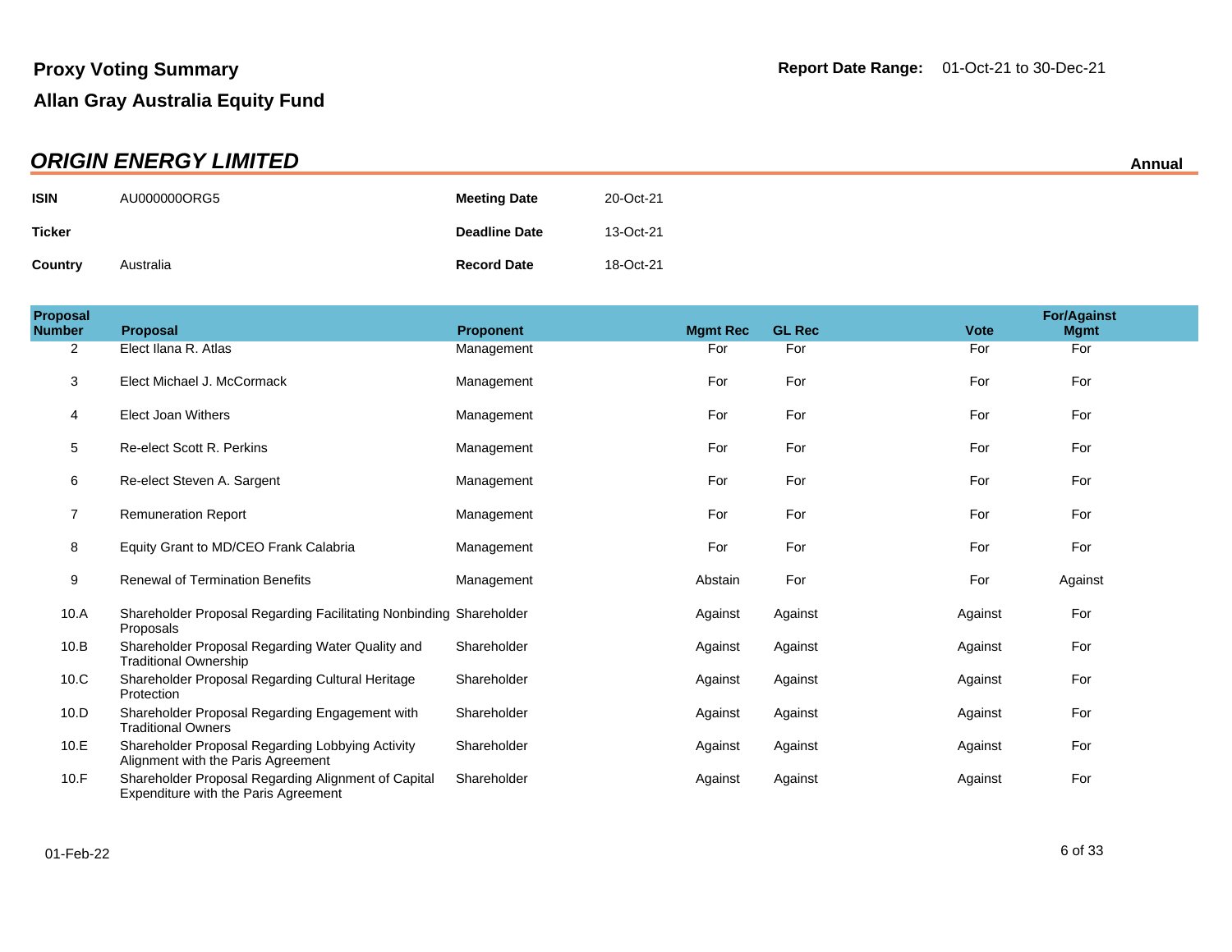**Proxy Voting Summary**

**Allan Gray Australia Equity Fund**

**Report Date Range:** 01-Oct-21 to 30-Dec-21

## *ORIGIN ENERGY LIMITED*

**Annual**

| | | | |
|---|---|---|---|
| **ISIN** | AU000000ORG5 | **Meeting Date** | 20-Oct-21 |
| **Ticker** | | **Deadline Date** | 13-Oct-21 |
| **Country** | Australia | **Record Date** | 18-Oct-21 |

| Proposal Number | Proposal | Proponent | Mgmt Rec | GL Rec | Vote | For/Against Mgmt |
|---|---|---|---|---|---|---|
| 2 | Elect Ilana R. Atlas | Management | For | For | For | For |
| 3 | Elect Michael J. McCormack | Management | For | For | For | For |
| 4 | Elect Joan Withers | Management | For | For | For | For |
| 5 | Re-elect Scott R. Perkins | Management | For | For | For | For |
| 6 | Re-elect Steven A. Sargent | Management | For | For | For | For |
| 7 | Remuneration Report | Management | For | For | For | For |
| 8 | Equity Grant to MD/CEO Frank Calabria | Management | For | For | For | For |
| 9 | Renewal of Termination Benefits | Management | Abstain | For | For | Against |
| 10.A | Shareholder Proposal Regarding Facilitating Nonbinding Proposals | Shareholder | Against | Against | Against | For |
| 10.B | Shareholder Proposal Regarding Water Quality and Traditional Ownership | Shareholder | Against | Against | Against | For |
| 10.C | Shareholder Proposal Regarding Cultural Heritage Protection | Shareholder | Against | Against | Against | For |
| 10.D | Shareholder Proposal Regarding Engagement with Traditional Owners | Shareholder | Against | Against | Against | For |
| 10.E | Shareholder Proposal Regarding Lobbying Activity Alignment with the Paris Agreement | Shareholder | Against | Against | Against | For |
| 10.F | Shareholder Proposal Regarding Alignment of Capital Expenditure with the Paris Agreement | Shareholder | Against | Against | Against | For |

01-Feb-22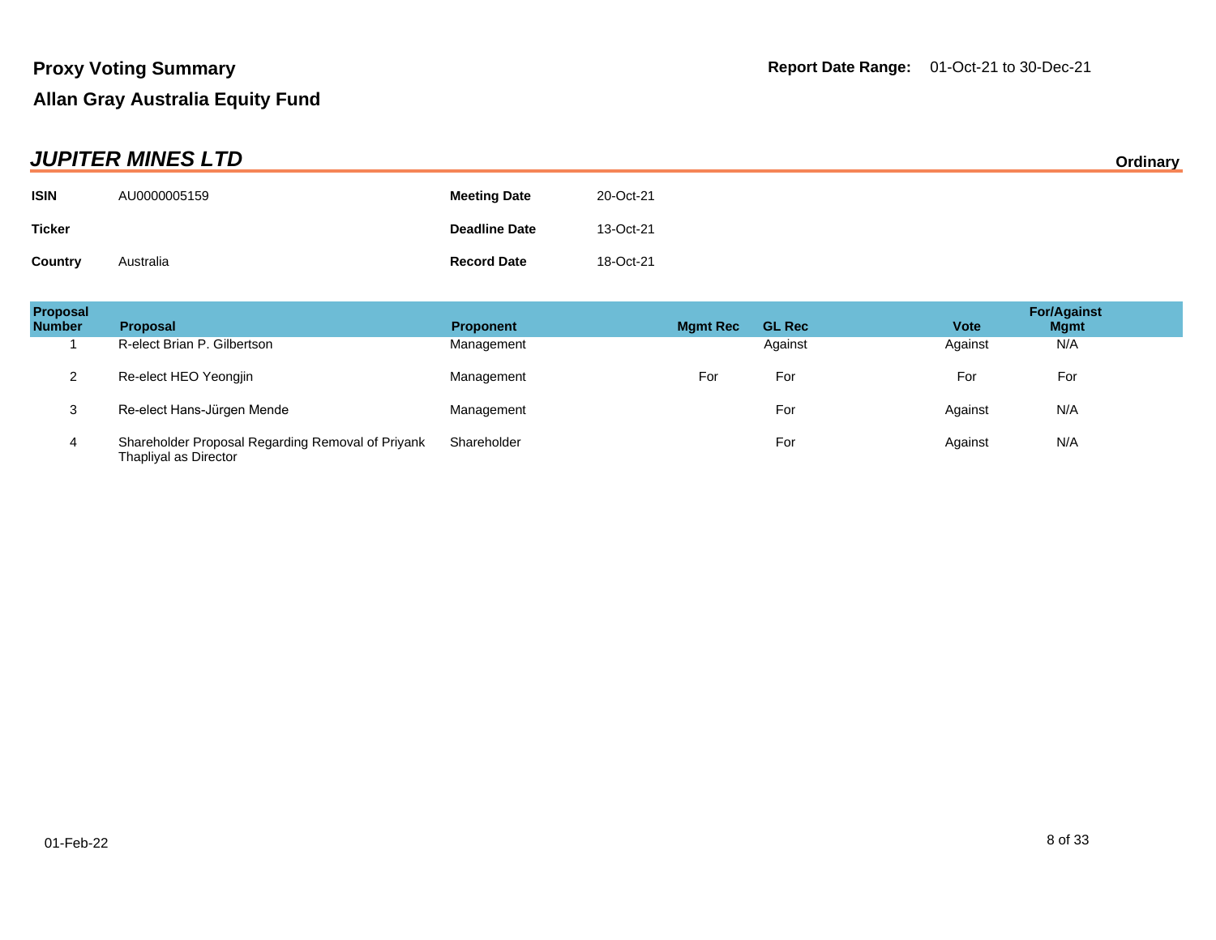## Proxy Voting Summary

**Report Date Range:** 01-Oct-21 to 30-Dec-21

## Allan Gray Australia Equity Fund

### *JUPITER MINES LTD*

**Ordinary**

| | | | |
|---|---|---|---|
| **ISIN** | AU0000005159 | **Meeting Date** | 20-Oct-21 |
| **Ticker** | | **Deadline Date** | 13-Oct-21 |
| **Country** | Australia | **Record Date** | 18-Oct-21 |

| Proposal Number | Proposal | Proponent | Mgmt Rec | GL Rec | Vote | For/Against Mgmt |
|---|---|---|---|---|---|---|
| 1 | R-elect Brian P. Gilbertson | Management | | Against | Against | N/A |
| 2 | Re-elect HEO Yeongjin | Management | For | For | For | For |
| 3 | Re-elect Hans-Jürgen Mende | Management | | For | Against | N/A |
| 4 | Shareholder Proposal Regarding Removal of Priyank Thapliyal as Director | Shareholder | | For | Against | N/A |

01-Feb-22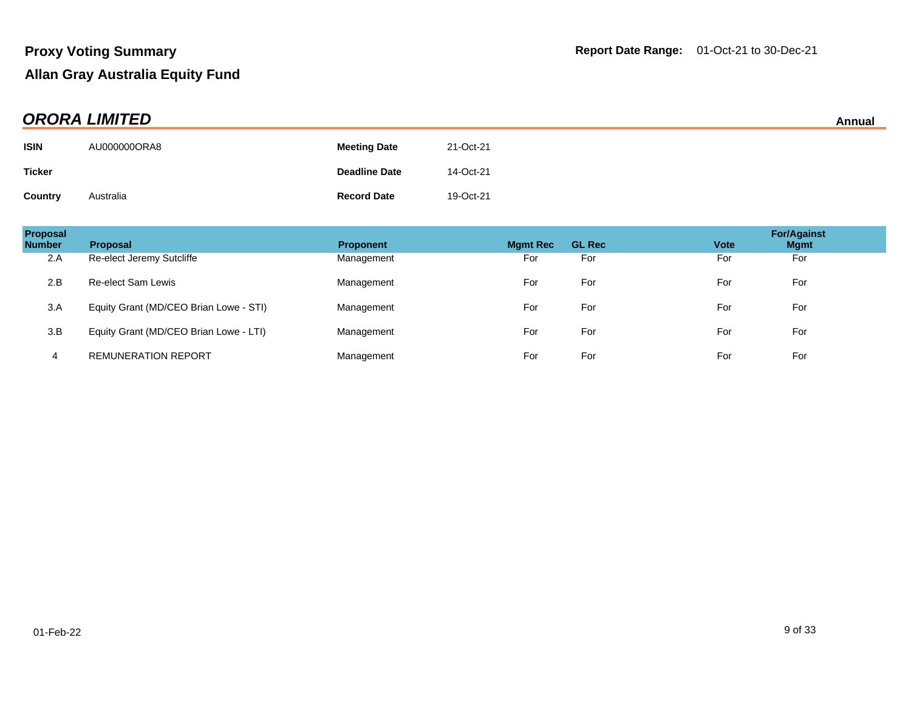# Proxy Voting Summary

**Report Date Range:** 01-Oct-21 to 30-Dec-21

## Allan Gray Australia Equity Fund

### *ORORA LIMITED*

**Annual**

| | | | |
|---|---|---|---|
| **ISIN** | AU000000ORA8 | **Meeting Date** | 21-Oct-21 |
| **Ticker** | | **Deadline Date** | 14-Oct-21 |
| **Country** | Australia | **Record Date** | 19-Oct-21 |

| Proposal Number | Proposal | Proponent | Mgmt Rec | GL Rec | Vote | For/Against Mgmt |
|---|---|---|---|---|---|---|
| 2.A | Re-elect Jeremy Sutcliffe | Management | For | For | For | For |
| 2.B | Re-elect Sam Lewis | Management | For | For | For | For |
| 3.A | Equity Grant (MD/CEO Brian Lowe - STI) | Management | For | For | For | For |
| 3.B | Equity Grant (MD/CEO Brian Lowe - LTI) | Management | For | For | For | For |
| 4 | REMUNERATION REPORT | Management | For | For | For | For |

01-Feb-22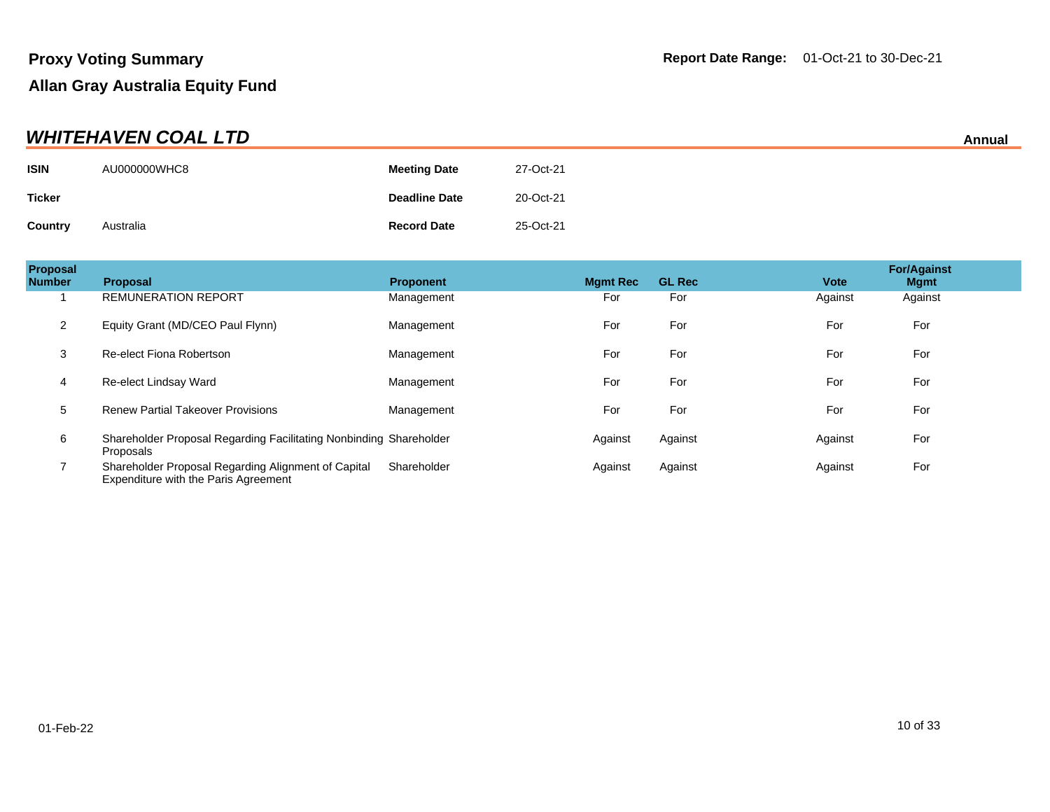# Proxy Voting Summary

**Report Date Range:** 01-Oct-21 to 30-Dec-21

## Allan Gray Australia Equity Fund

### *WHITEHAVEN COAL LTD*

**Annual**

| | | | |
|---|---|---|---|
| **ISIN** | AU000000WHC8 | **Meeting Date** | 27-Oct-21 |
| **Ticker** | | **Deadline Date** | 20-Oct-21 |
| **Country** | Australia | **Record Date** | 25-Oct-21 |

| Proposal Number | Proposal | Proponent | Mgmt Rec | GL Rec | Vote | For/Against Mgmt |
|---|---|---|---|---|---|---|
| 1 | REMUNERATION REPORT | Management | For | For | Against | Against |
| 2 | Equity Grant (MD/CEO Paul Flynn) | Management | For | For | For | For |
| 3 | Re-elect Fiona Robertson | Management | For | For | For | For |
| 4 | Re-elect Lindsay Ward | Management | For | For | For | For |
| 5 | Renew Partial Takeover Provisions | Management | For | For | For | For |
| 6 | Shareholder Proposal Regarding Facilitating Nonbinding Proposals | Shareholder | Against | Against | Against | For |
| 7 | Shareholder Proposal Regarding Alignment of Capital Expenditure with the Paris Agreement | Shareholder | Against | Against | Against | For |

01-Feb-22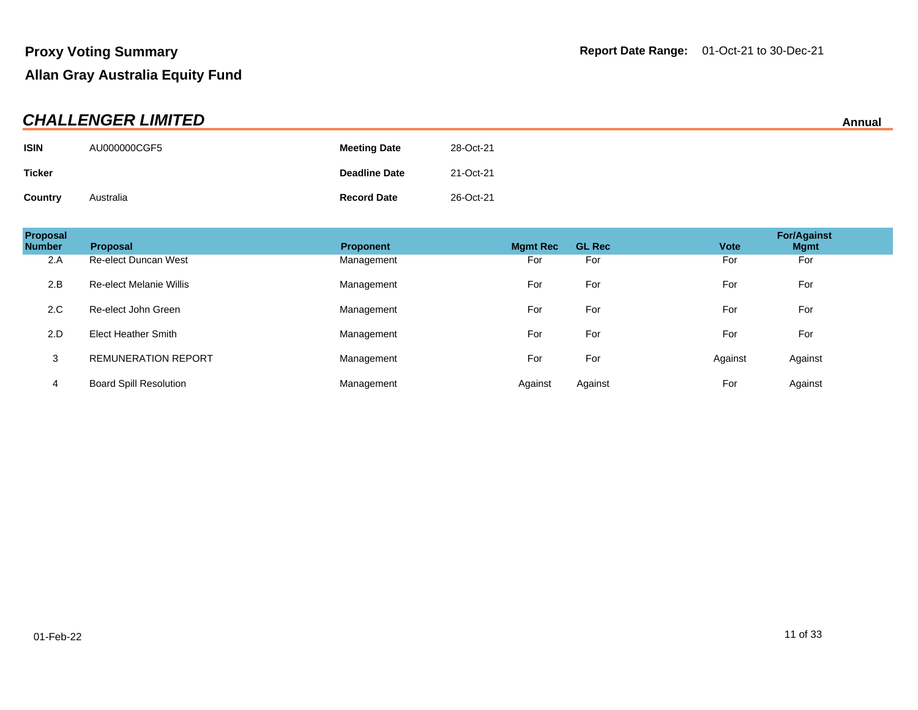**Proxy Voting Summary**

**Allan Gray Australia Equity Fund**

**Report Date Range:** 01-Oct-21 to 30-Dec-21

## *CHALLENGER LIMITED*

**Annual**

| | | | |
|---|---|---|---|
| **ISIN** | AU000000CGF5 | **Meeting Date** | 28-Oct-21 |
| **Ticker** | | **Deadline Date** | 21-Oct-21 |
| **Country** | Australia | **Record Date** | 26-Oct-21 |

| Proposal Number | Proposal | Proponent | Mgmt Rec | GL Rec | Vote | For/Against Mgmt |
|---|---|---|---|---|---|---|
| 2.A | Re-elect Duncan West | Management | For | For | For | For |
| 2.B | Re-elect Melanie Willis | Management | For | For | For | For |
| 2.C | Re-elect John Green | Management | For | For | For | For |
| 2.D | Elect Heather Smith | Management | For | For | For | For |
| 3 | REMUNERATION REPORT | Management | For | For | Against | Against |
| 4 | Board Spill Resolution | Management | Against | Against | For | Against |

01-Feb-22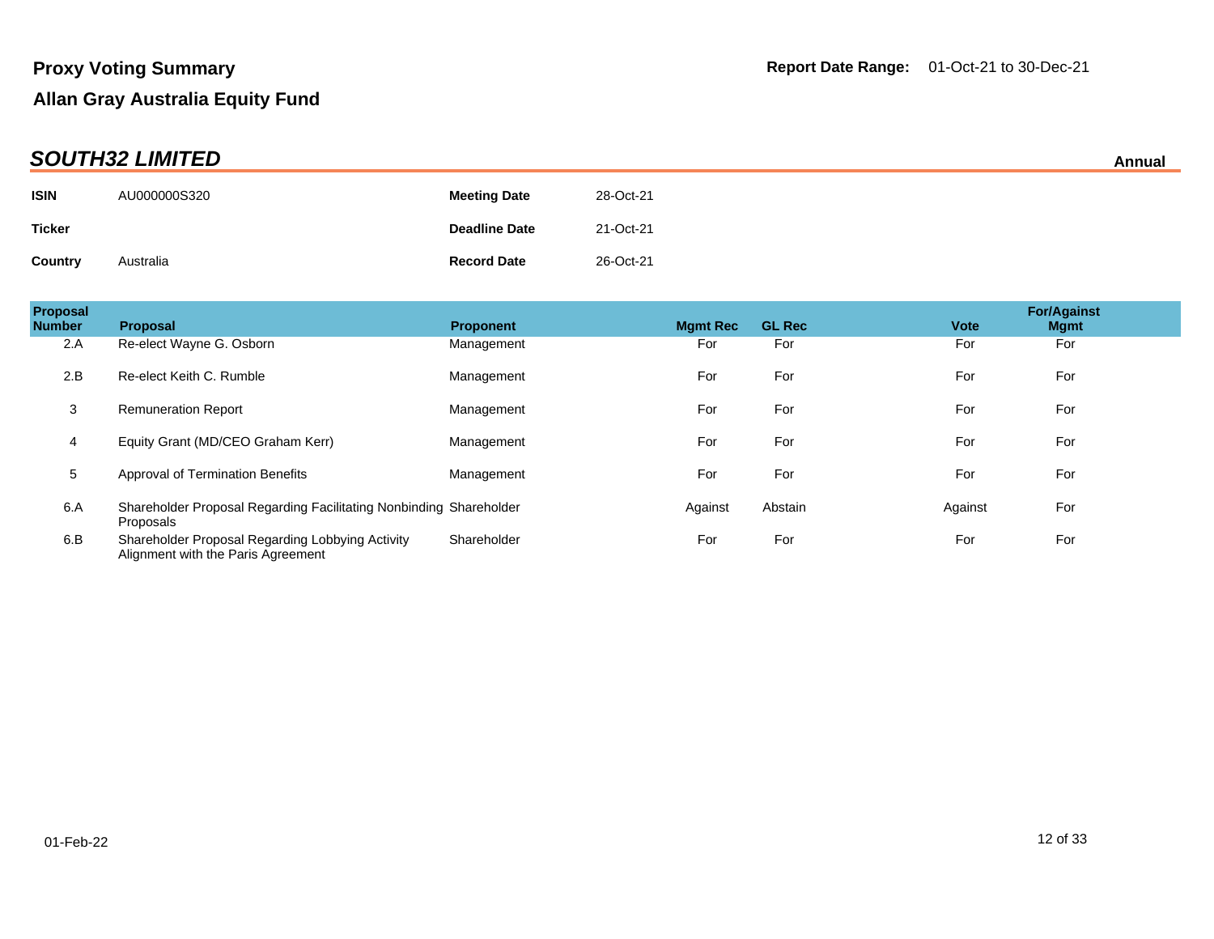# Proxy Voting Summary

## Allan Gray Australia Equity Fund

**Report Date Range:** 01-Oct-21 to 30-Dec-21

## *SOUTH32 LIMITED*

**Annual**

| | | | |
|---|---|---|---|
| **ISIN** | AU000000S320 | **Meeting Date** | 28-Oct-21 |
| **Ticker** | | **Deadline Date** | 21-Oct-21 |
| **Country** | Australia | **Record Date** | 26-Oct-21 |

| Proposal Number | Proposal | Proponent | Mgmt Rec | GL Rec | Vote | For/Against Mgmt |
|---|---|---|---|---|---|---|
| 2.A | Re-elect Wayne G. Osborn | Management | For | For | For | For |
| 2.B | Re-elect Keith C. Rumble | Management | For | For | For | For |
| 3 | Remuneration Report | Management | For | For | For | For |
| 4 | Equity Grant (MD/CEO Graham Kerr) | Management | For | For | For | For |
| 5 | Approval of Termination Benefits | Management | For | For | For | For |
| 6.A | Shareholder Proposal Regarding Facilitating Nonbinding Proposals | Shareholder | Against | Abstain | Against | For |
| 6.B | Shareholder Proposal Regarding Lobbying Activity Alignment with the Paris Agreement | Shareholder | For | For | For | For |

01-Feb-22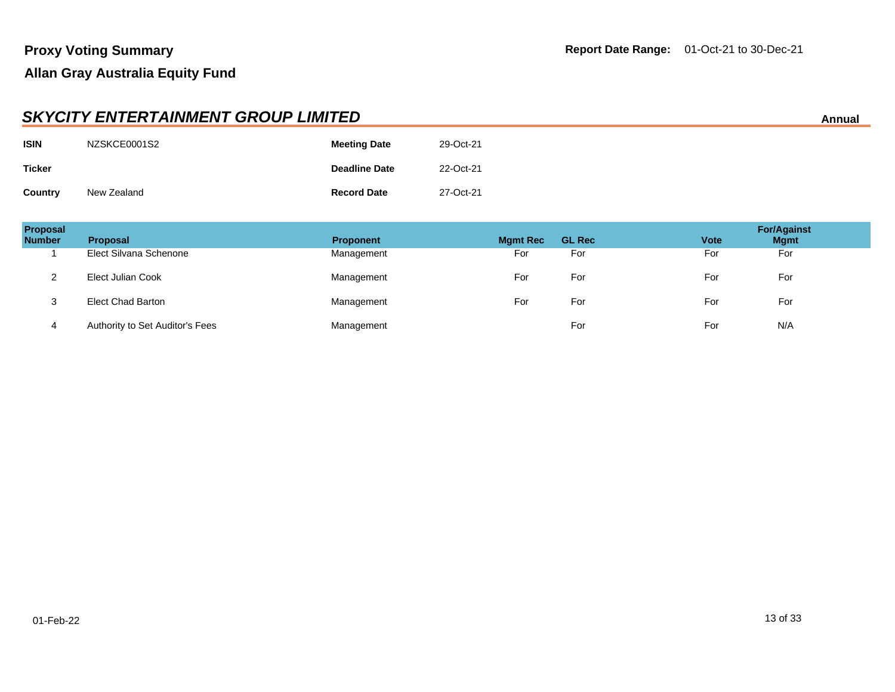**Proxy Voting Summary**

**Allan Gray Australia Equity Fund**

**Report Date Range:** 01-Oct-21 to 30-Dec-21

## *SKYCITY ENTERTAINMENT GROUP LIMITED*

**Annual**

| | | | |
|---|---|---|---|
| **ISIN** | NZSKCE0001S2 | **Meeting Date** | 29-Oct-21 |
| **Ticker** | | **Deadline Date** | 22-Oct-21 |
| **Country** | New Zealand | **Record Date** | 27-Oct-21 |

| Proposal Number | Proposal | Proponent | Mgmt Rec | GL Rec | Vote | For/Against Mgmt |
|---|---|---|---|---|---|---|
| 1 | Elect Silvana Schenone | Management | For | For | For | For |
| 2 | Elect Julian Cook | Management | For | For | For | For |
| 3 | Elect Chad Barton | Management | For | For | For | For |
| 4 | Authority to Set Auditor's Fees | Management | | For | For | N/A |

01-Feb-22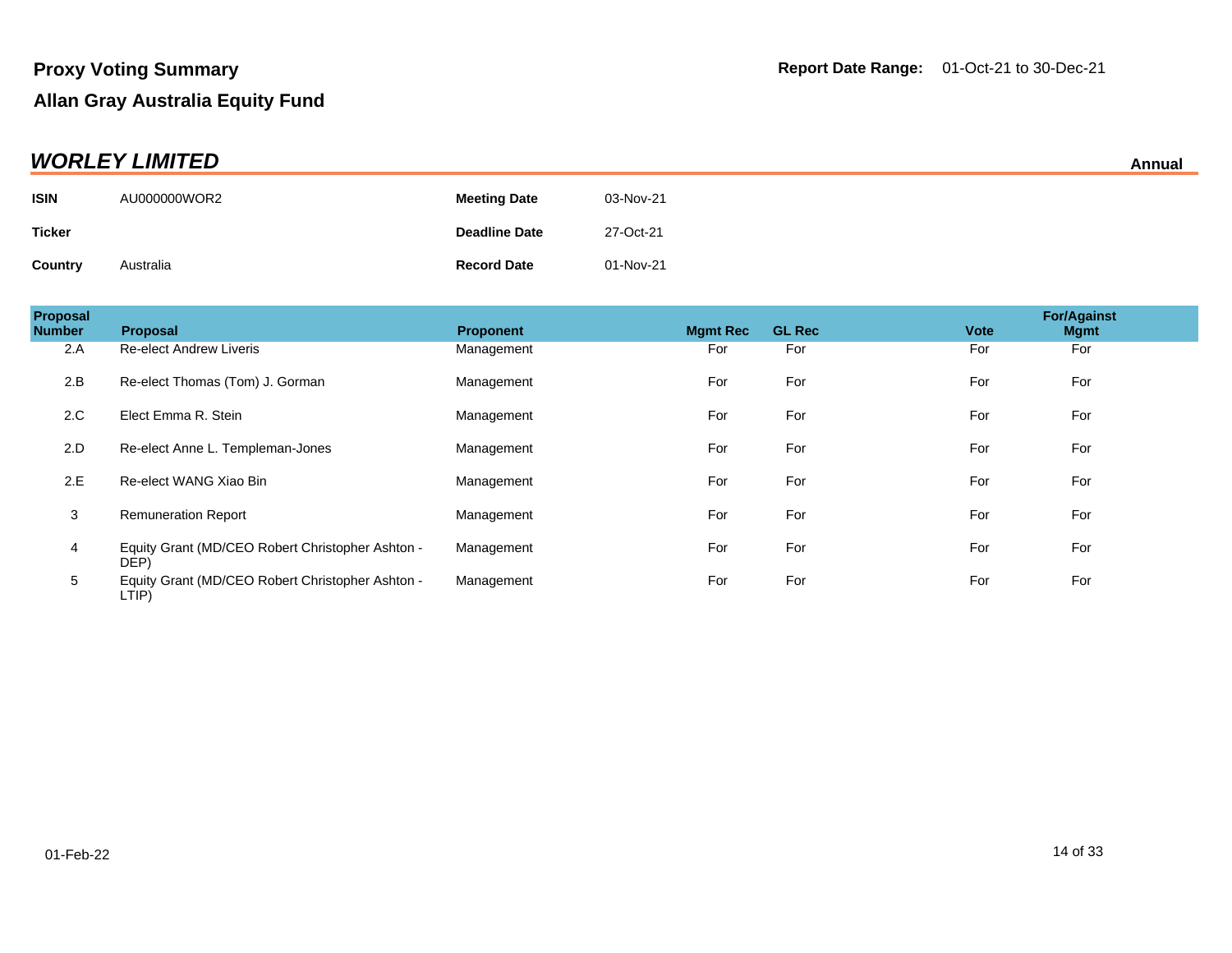# Proxy Voting Summary

**Report Date Range:** 01-Oct-21 to 30-Dec-21

## Allan Gray Australia Equity Fund

### *WORLEY LIMITED*

**Annual**

| | | | |
|---|---|---|---|
| **ISIN** | AU000000WOR2 | **Meeting Date** | 03-Nov-21 |
| **Ticker** | | **Deadline Date** | 27-Oct-21 |
| **Country** | Australia | **Record Date** | 01-Nov-21 |

| Proposal Number | Proposal | Proponent | Mgmt Rec | GL Rec | Vote | For/Against Mgmt |
|---|---|---|---|---|---|---|
| 2.A | Re-elect Andrew Liveris | Management | For | For | For | For |
| 2.B | Re-elect Thomas (Tom) J. Gorman | Management | For | For | For | For |
| 2.C | Elect Emma R. Stein | Management | For | For | For | For |
| 2.D | Re-elect Anne L. Templeman-Jones | Management | For | For | For | For |
| 2.E | Re-elect WANG Xiao Bin | Management | For | For | For | For |
| 3 | Remuneration Report | Management | For | For | For | For |
| 4 | Equity Grant (MD/CEO Robert Christopher Ashton - DEP) | Management | For | For | For | For |
| 5 | Equity Grant (MD/CEO Robert Christopher Ashton - LTIP) | Management | For | For | For | For |

01-Feb-22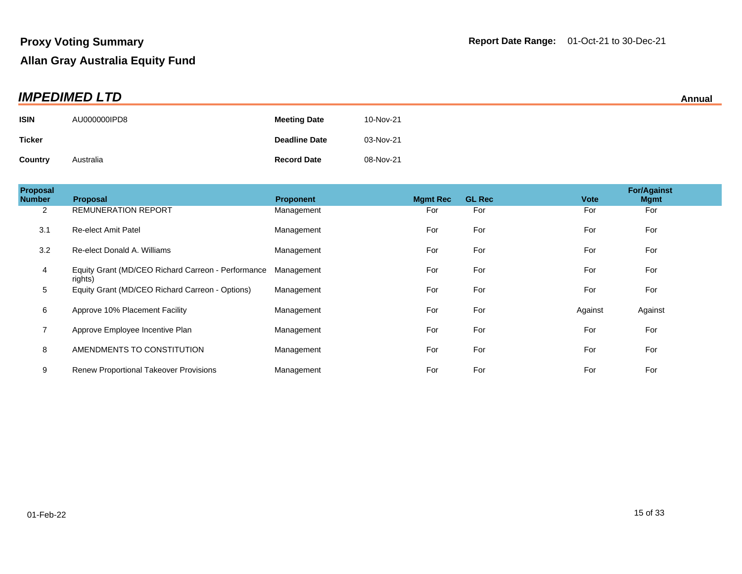**Proxy Voting Summary**

**Report Date Range:** 01-Oct-21 to 30-Dec-21

**Allan Gray Australia Equity Fund**

## *IMPEDIMED LTD*

**Annual**

| | | | |
|---|---|---|---|
| **ISIN** | AU000000IPD8 | **Meeting Date** | 10-Nov-21 |
| **Ticker** | | **Deadline Date** | 03-Nov-21 |
| **Country** | Australia | **Record Date** | 08-Nov-21 |

| Proposal Number | Proposal | Proponent | Mgmt Rec | GL Rec | Vote | For/Against Mgmt |
|---|---|---|---|---|---|---|
| 2 | REMUNERATION REPORT | Management | For | For | For | For |
| 3.1 | Re-elect Amit Patel | Management | For | For | For | For |
| 3.2 | Re-elect Donald A. Williams | Management | For | For | For | For |
| 4 | Equity Grant (MD/CEO Richard Carreon - Performance rights) | Management | For | For | For | For |
| 5 | Equity Grant (MD/CEO Richard Carreon - Options) | Management | For | For | For | For |
| 6 | Approve 10% Placement Facility | Management | For | For | Against | Against |
| 7 | Approve Employee Incentive Plan | Management | For | For | For | For |
| 8 | AMENDMENTS TO CONSTITUTION | Management | For | For | For | For |
| 9 | Renew Proportional Takeover Provisions | Management | For | For | For | For |

01-Feb-22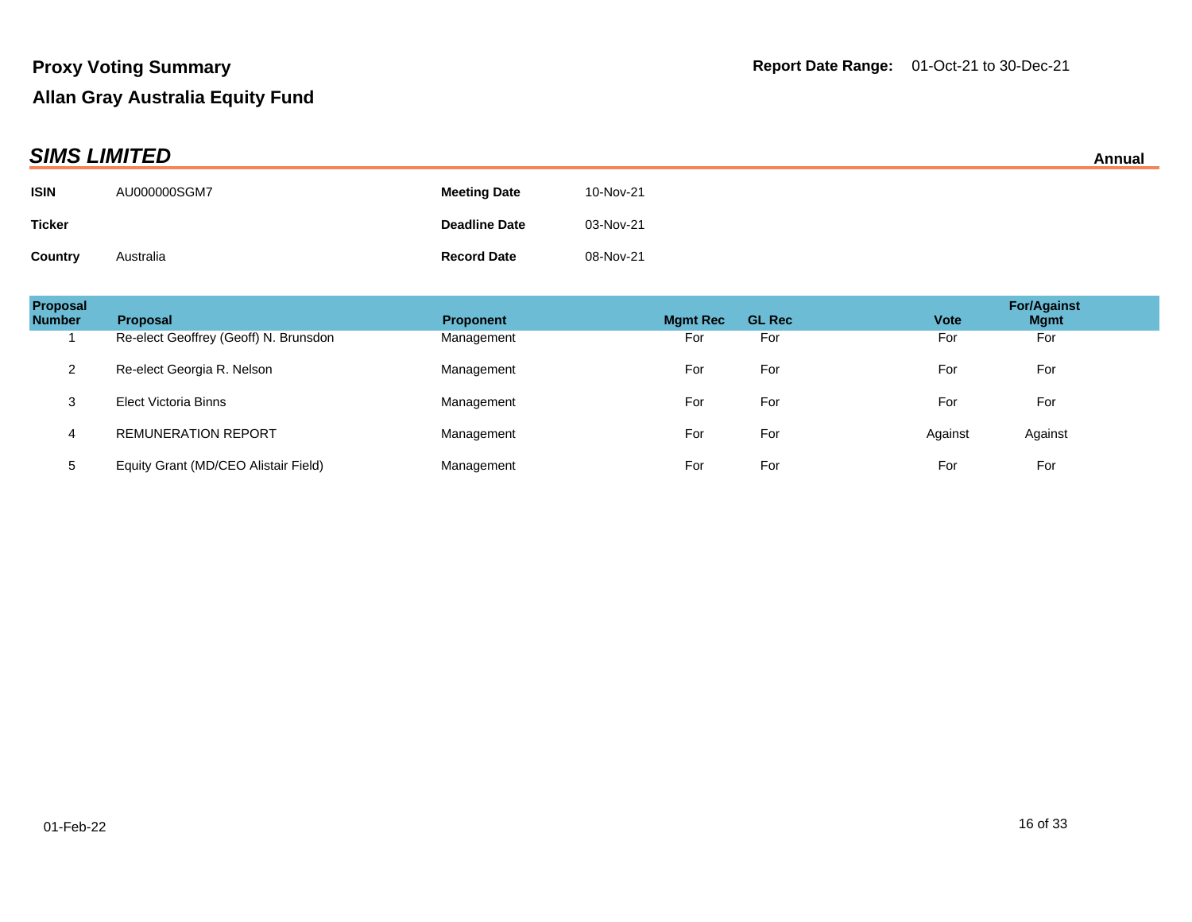**Proxy Voting Summary**

**Allan Gray Australia Equity Fund**

**Report Date Range:** 01-Oct-21 to 30-Dec-21

## *SIMS LIMITED*

**Annual**

| | | | |
|---|---|---|---|
| **ISIN** | AU000000SGM7 | **Meeting Date** | 10-Nov-21 |
| **Ticker** | | **Deadline Date** | 03-Nov-21 |
| **Country** | Australia | **Record Date** | 08-Nov-21 |

| Proposal Number | Proposal | Proponent | Mgmt Rec | GL Rec | Vote | For/Against Mgmt |
|---|---|---|---|---|---|---|
| 1 | Re-elect Geoffrey (Geoff) N. Brunsdon | Management | For | For | For | For |
| 2 | Re-elect Georgia R. Nelson | Management | For | For | For | For |
| 3 | Elect Victoria Binns | Management | For | For | For | For |
| 4 | REMUNERATION REPORT | Management | For | For | Against | Against |
| 5 | Equity Grant (MD/CEO Alistair Field) | Management | For | For | For | For |

01-Feb-22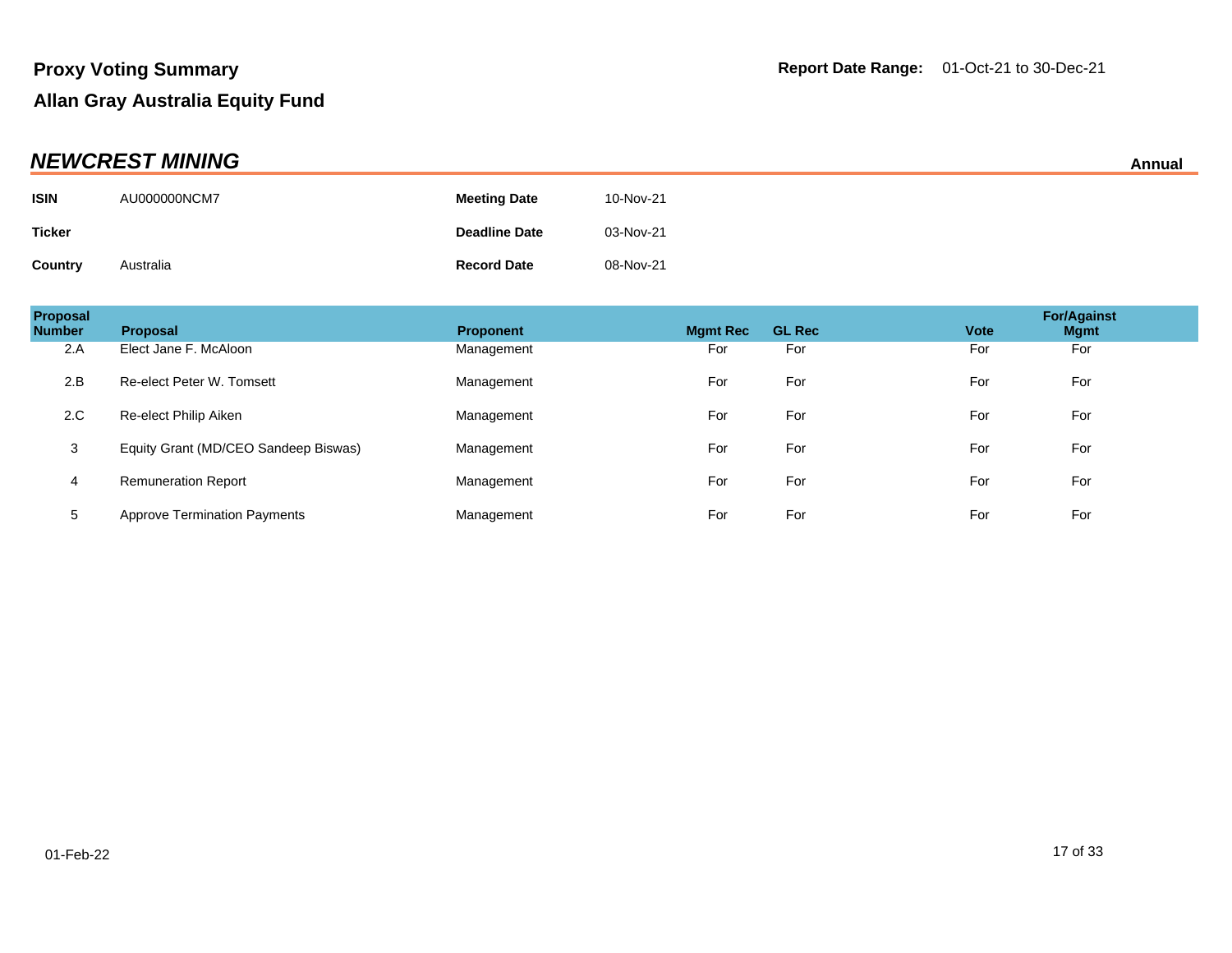**Proxy Voting Summary**

**Allan Gray Australia Equity Fund**

**Report Date Range:** 01-Oct-21 to 30-Dec-21

## *NEWCREST MINING*

**Annual**

| | | | |
|---|---|---|---|
| **ISIN** | AU000000NCM7 | **Meeting Date** | 10-Nov-21 |
| **Ticker** | | **Deadline Date** | 03-Nov-21 |
| **Country** | Australia | **Record Date** | 08-Nov-21 |

| Proposal Number | Proposal | Proponent | Mgmt Rec | GL Rec | Vote | For/Against Mgmt |
|---|---|---|---|---|---|---|
| 2.A | Elect Jane F. McAloon | Management | For | For | For | For |
| 2.B | Re-elect Peter W. Tomsett | Management | For | For | For | For |
| 2.C | Re-elect Philip Aiken | Management | For | For | For | For |
| 3 | Equity Grant (MD/CEO Sandeep Biswas) | Management | For | For | For | For |
| 4 | Remuneration Report | Management | For | For | For | For |
| 5 | Approve Termination Payments | Management | For | For | For | For |

01-Feb-22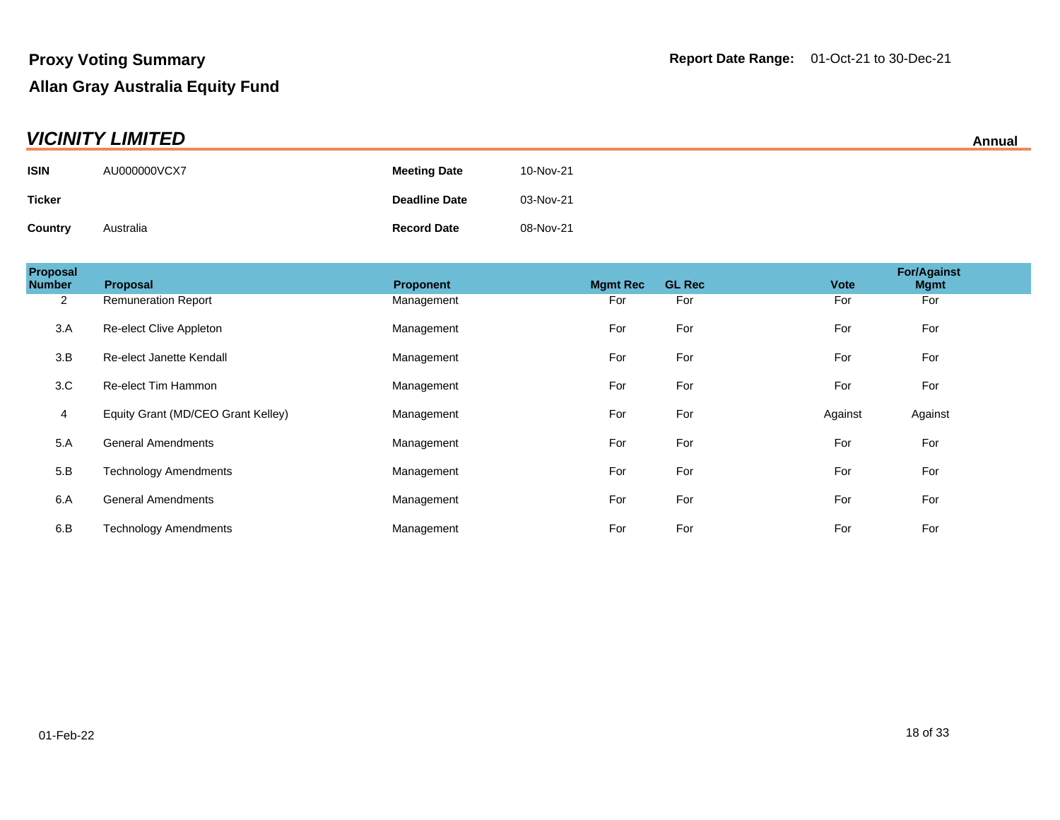**Proxy Voting Summary**

**Allan Gray Australia Equity Fund**

**Report Date Range:** 01-Oct-21 to 30-Dec-21

## *VICINITY LIMITED*

**Annual**

| | | | |
|---|---|---|---|
| **ISIN** | AU000000VCX7 | **Meeting Date** | 10-Nov-21 |
| **Ticker** | | **Deadline Date** | 03-Nov-21 |
| **Country** | Australia | **Record Date** | 08-Nov-21 |

| Proposal Number | Proposal | Proponent | Mgmt Rec | GL Rec | Vote | For/Against Mgmt |
|---|---|---|---|---|---|---|
| 2 | Remuneration Report | Management | For | For | For | For |
| 3.A | Re-elect Clive Appleton | Management | For | For | For | For |
| 3.B | Re-elect Janette Kendall | Management | For | For | For | For |
| 3.C | Re-elect Tim Hammon | Management | For | For | For | For |
| 4 | Equity Grant (MD/CEO Grant Kelley) | Management | For | For | Against | Against |
| 5.A | General Amendments | Management | For | For | For | For |
| 5.B | Technology Amendments | Management | For | For | For | For |
| 6.A | General Amendments | Management | For | For | For | For |
| 6.B | Technology Amendments | Management | For | For | For | For |

01-Feb-22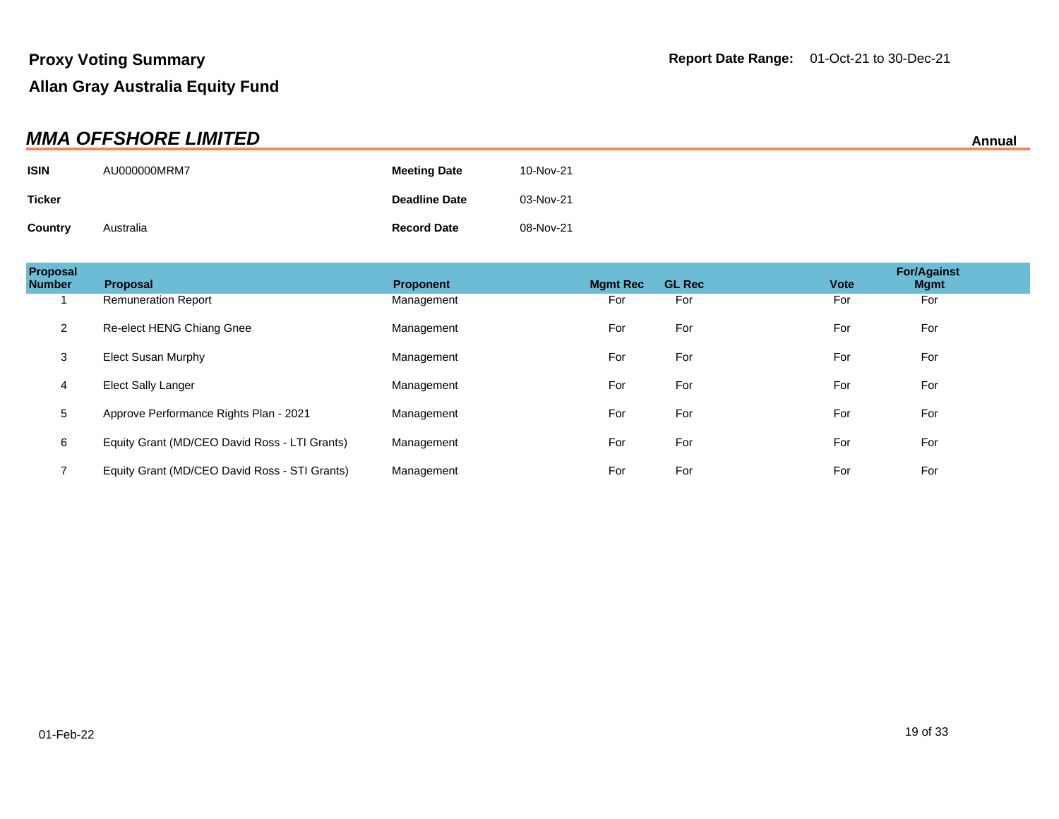**Proxy Voting Summary**

**Allan Gray Australia Equity Fund**

**Report Date Range:** 01-Oct-21 to 30-Dec-21

## *MMA OFFSHORE LIMITED*

**Annual**

| | | | |
|---|---|---|---|
| **ISIN** | AU000000MRM7 | **Meeting Date** | 10-Nov-21 |
| **Ticker** | | **Deadline Date** | 03-Nov-21 |
| **Country** | Australia | **Record Date** | 08-Nov-21 |

| Proposal Number | Proposal | Proponent | Mgmt Rec | GL Rec | Vote | For/Against Mgmt |
|---|---|---|---|---|---|---|
| 1 | Remuneration Report | Management | For | For | For | For |
| 2 | Re-elect HENG Chiang Gnee | Management | For | For | For | For |
| 3 | Elect Susan Murphy | Management | For | For | For | For |
| 4 | Elect Sally Langer | Management | For | For | For | For |
| 5 | Approve Performance Rights Plan - 2021 | Management | For | For | For | For |
| 6 | Equity Grant (MD/CEO David Ross - LTI Grants) | Management | For | For | For | For |
| 7 | Equity Grant (MD/CEO David Ross - STI Grants) | Management | For | For | For | For |

01-Feb-22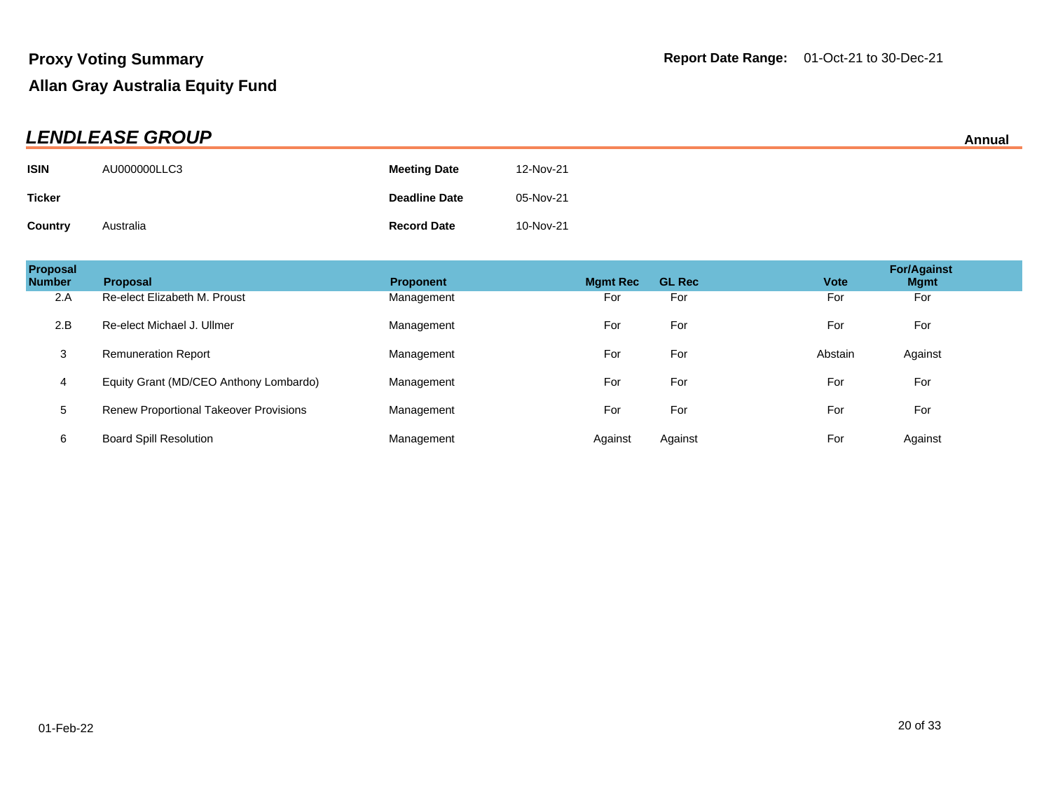**Proxy Voting Summary**

**Allan Gray Australia Equity Fund**

**Report Date Range:** 01-Oct-21 to 30-Dec-21

## *LENDLEASE GROUP*

**Annual**

| | | | |
|---|---|---|---|
| **ISIN** | AU000000LLC3 | **Meeting Date** | 12-Nov-21 |
| **Ticker** | | **Deadline Date** | 05-Nov-21 |
| **Country** | Australia | **Record Date** | 10-Nov-21 |

| Proposal Number | Proposal | Proponent | Mgmt Rec | GL Rec | Vote | For/Against Mgmt |
|---|---|---|---|---|---|---|
| 2.A | Re-elect Elizabeth M. Proust | Management | For | For | For | For |
| 2.B | Re-elect Michael J. Ullmer | Management | For | For | For | For |
| 3 | Remuneration Report | Management | For | For | Abstain | Against |
| 4 | Equity Grant (MD/CEO Anthony Lombardo) | Management | For | For | For | For |
| 5 | Renew Proportional Takeover Provisions | Management | For | For | For | For |
| 6 | Board Spill Resolution | Management | Against | Against | For | Against |

01-Feb-22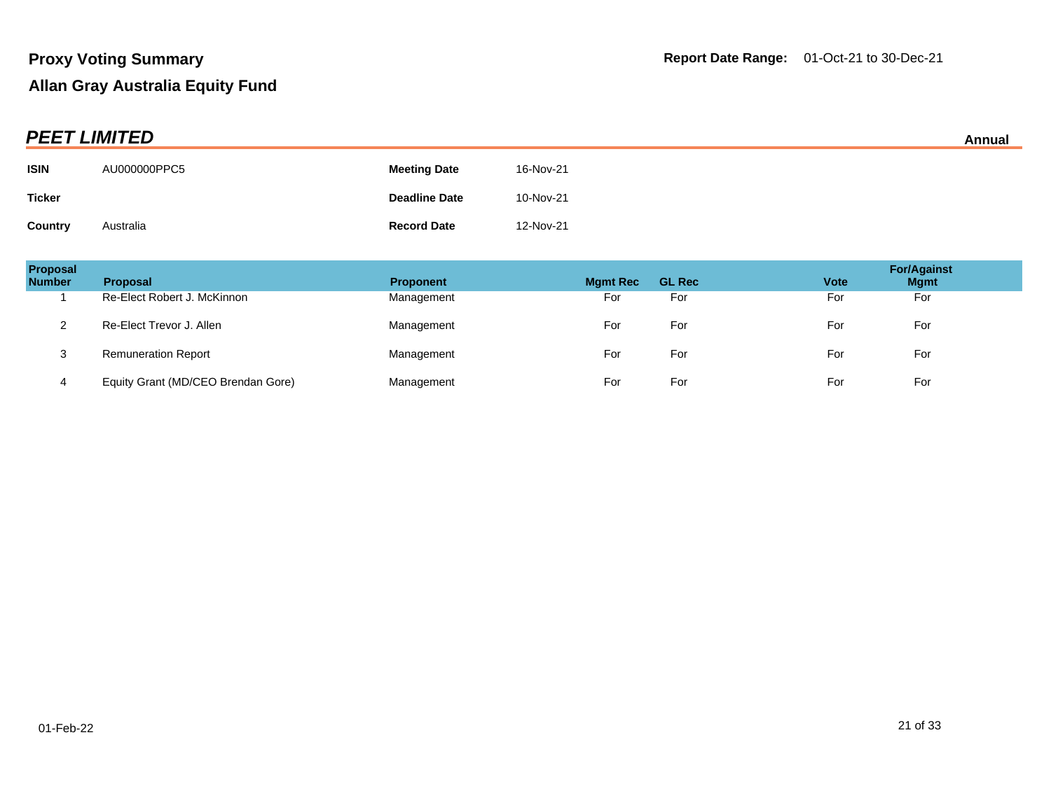**Proxy Voting Summary**

**Allan Gray Australia Equity Fund**

**Report Date Range:** 01-Oct-21 to 30-Dec-21

## *PEET LIMITED*

**Annual**

| | | | |
|---|---|---|---|
| **ISIN** | AU000000PPC5 | **Meeting Date** | 16-Nov-21 |
| **Ticker** | | **Deadline Date** | 10-Nov-21 |
| **Country** | Australia | **Record Date** | 12-Nov-21 |

| Proposal Number | Proposal | Proponent | Mgmt Rec | GL Rec | Vote | For/Against Mgmt |
|---|---|---|---|---|---|---|
| 1 | Re-Elect Robert J. McKinnon | Management | For | For | For | For |
| 2 | Re-Elect Trevor J. Allen | Management | For | For | For | For |
| 3 | Remuneration Report | Management | For | For | For | For |
| 4 | Equity Grant (MD/CEO Brendan Gore) | Management | For | For | For | For |

01-Feb-22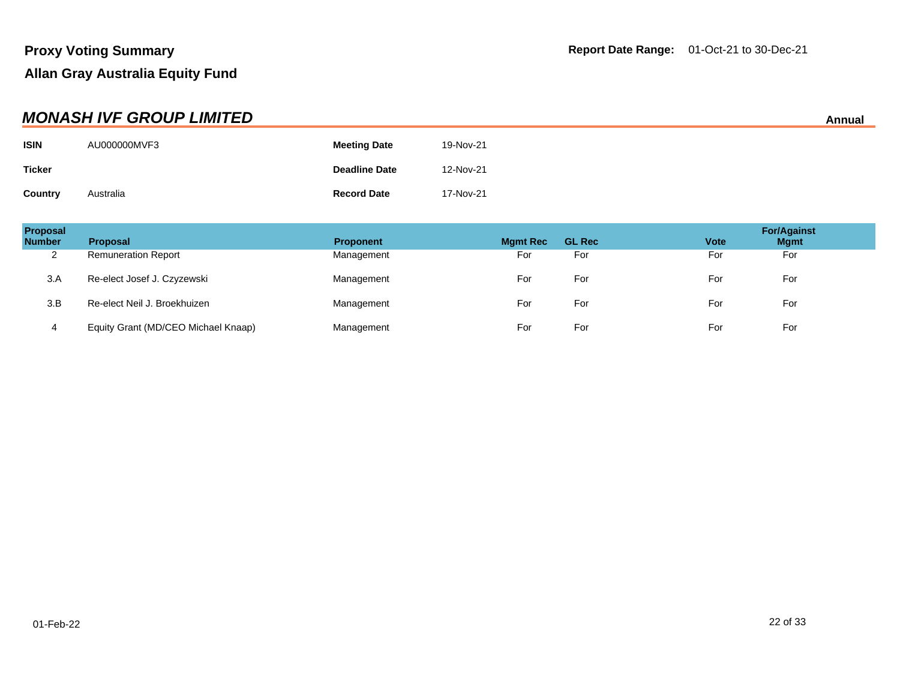**Proxy Voting Summary**

**Allan Gray Australia Equity Fund**

**Report Date Range:** 01-Oct-21 to 30-Dec-21

## *MONASH IVF GROUP LIMITED*

**Annual**

| | | | |
|---|---|---|---|
| **ISIN** | AU000000MVF3 | **Meeting Date** | 19-Nov-21 |
| **Ticker** | | **Deadline Date** | 12-Nov-21 |
| **Country** | Australia | **Record Date** | 17-Nov-21 |

| Proposal Number | Proposal | Proponent | Mgmt Rec | GL Rec | Vote | For/Against Mgmt |
|---|---|---|---|---|---|---|
| 2 | Remuneration Report | Management | For | For | For | For |
| 3.A | Re-elect Josef J. Czyzewski | Management | For | For | For | For |
| 3.B | Re-elect Neil J. Broekhuizen | Management | For | For | For | For |
| 4 | Equity Grant (MD/CEO Michael Knaap) | Management | For | For | For | For |

01-Feb-22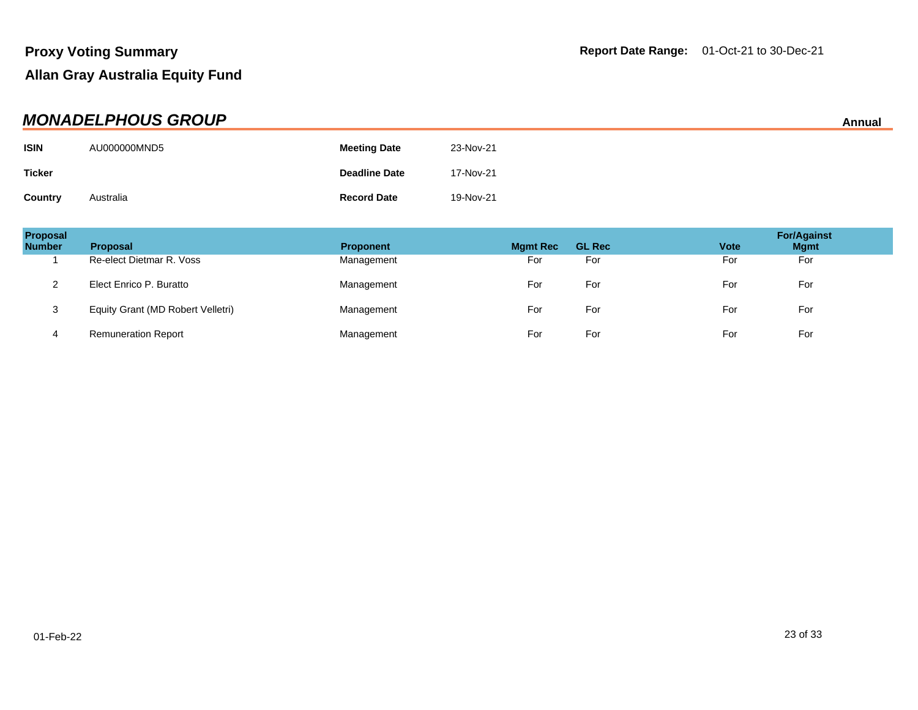**Proxy Voting Summary**

**Allan Gray Australia Equity Fund**

**Report Date Range:** 01-Oct-21 to 30-Dec-21

## *MONADELPHOUS GROUP*

**Annual**

| | | | |
|---|---|---|---|
| **ISIN** | AU000000MND5 | **Meeting Date** | 23-Nov-21 |
| **Ticker** | | **Deadline Date** | 17-Nov-21 |
| **Country** | Australia | **Record Date** | 19-Nov-21 |

| Proposal Number | Proposal | Proponent | Mgmt Rec | GL Rec | Vote | For/Against Mgmt |
|---|---|---|---|---|---|---|
| 1 | Re-elect Dietmar R. Voss | Management | For | For | For | For |
| 2 | Elect Enrico P. Buratto | Management | For | For | For | For |
| 3 | Equity Grant (MD Robert Velletri) | Management | For | For | For | For |
| 4 | Remuneration Report | Management | For | For | For | For |

01-Feb-22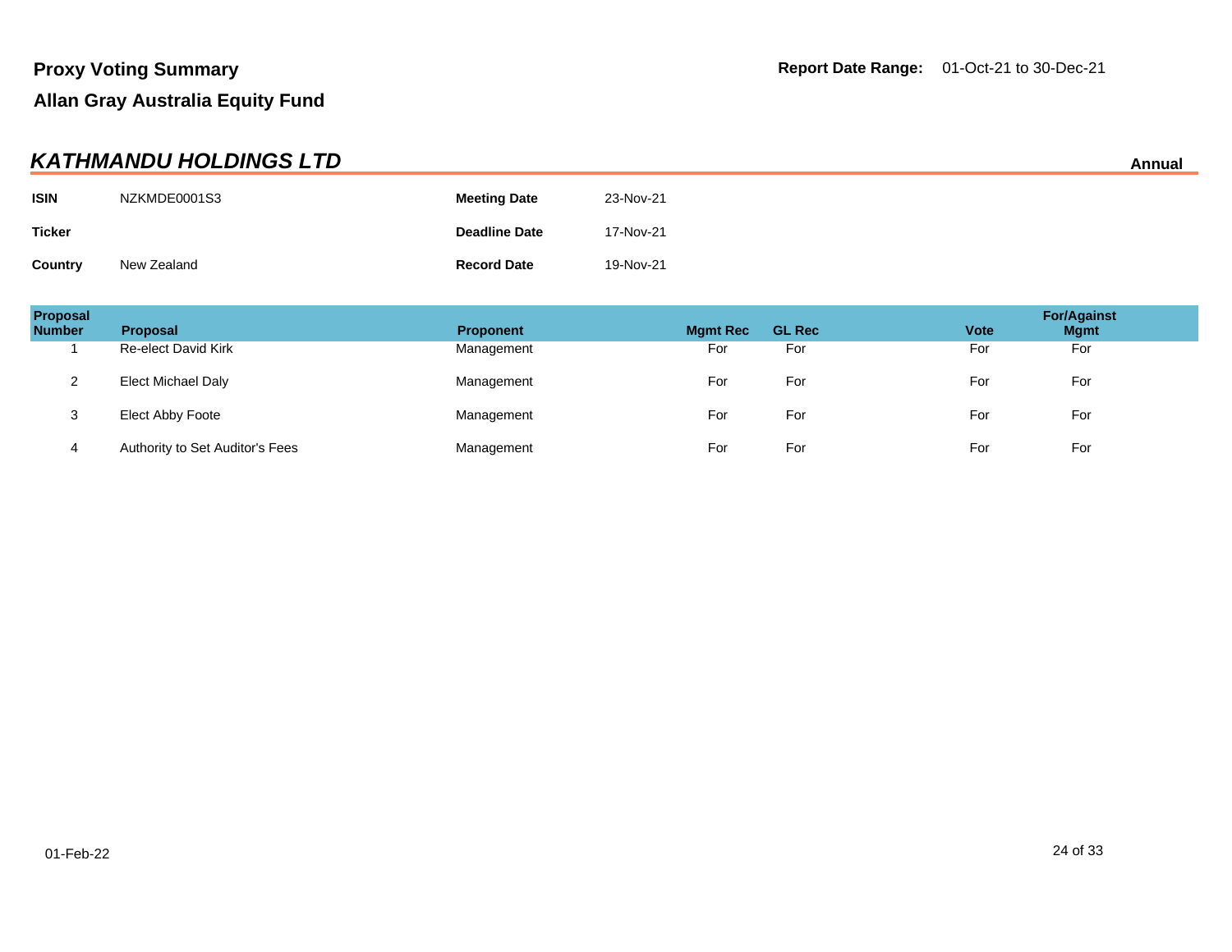**Proxy Voting Summary**

**Allan Gray Australia Equity Fund**

**Report Date Range:** 01-Oct-21 to 30-Dec-21

## *KATHMANDU HOLDINGS LTD*

**Annual**

| | | | |
|---|---|---|---|
| **ISIN** | NZKMDE0001S3 | **Meeting Date** | 23-Nov-21 |
| **Ticker** | | **Deadline Date** | 17-Nov-21 |
| **Country** | New Zealand | **Record Date** | 19-Nov-21 |

| Proposal Number | Proposal | Proponent | Mgmt Rec | GL Rec | Vote | For/Against Mgmt |
|---|---|---|---|---|---|---|
| 1 | Re-elect David Kirk | Management | For | For | For | For |
| 2 | Elect Michael Daly | Management | For | For | For | For |
| 3 | Elect Abby Foote | Management | For | For | For | For |
| 4 | Authority to Set Auditor's Fees | Management | For | For | For | For |

01-Feb-22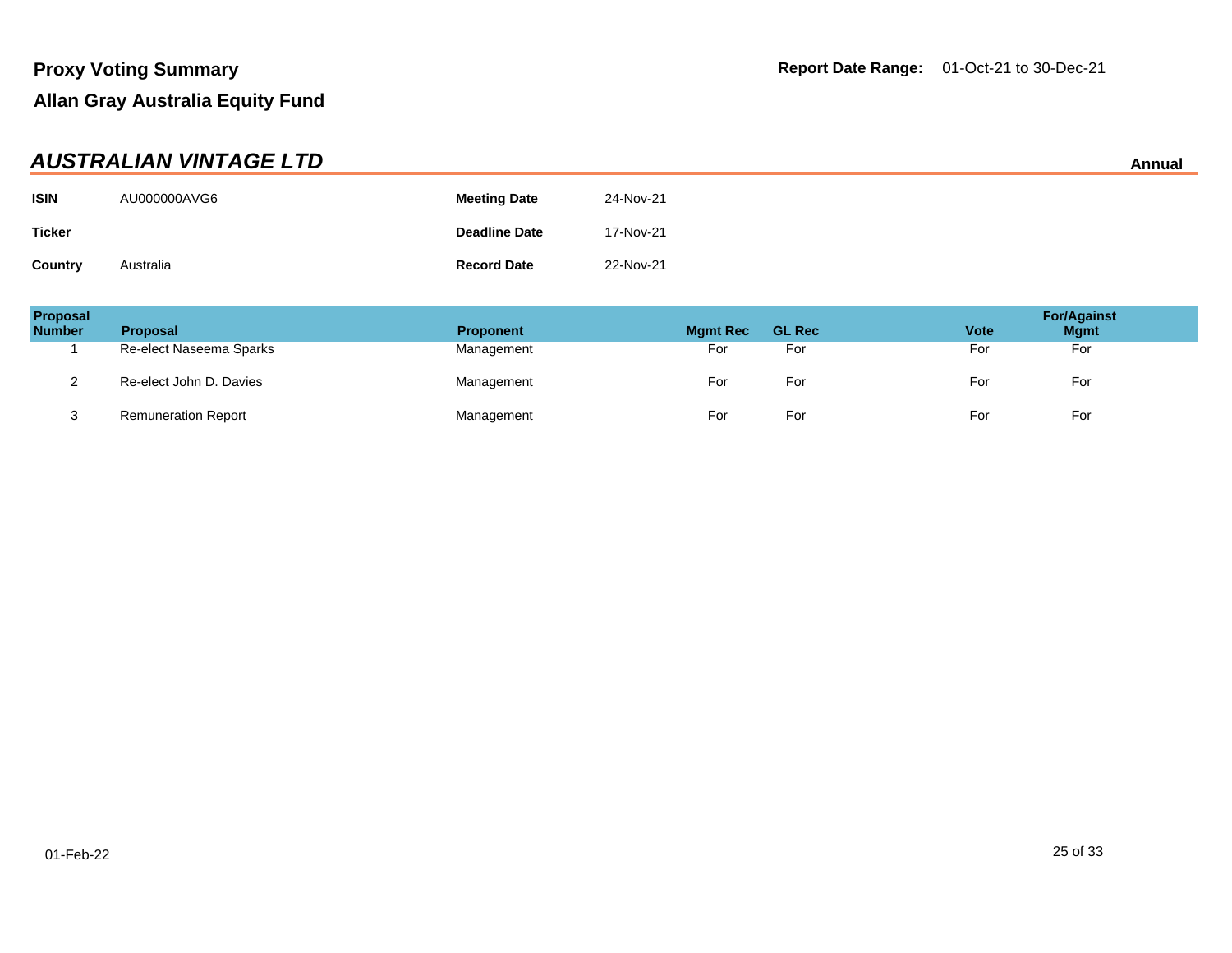**Proxy Voting Summary**

**Allan Gray Australia Equity Fund**

**Report Date Range:** 01-Oct-21 to 30-Dec-21

## *AUSTRALIAN VINTAGE LTD*

**Annual**

| | | | |
|---|---|---|---|
| **ISIN** | AU000000AVG6 | **Meeting Date** | 24-Nov-21 |
| **Ticker** | | **Deadline Date** | 17-Nov-21 |
| **Country** | Australia | **Record Date** | 22-Nov-21 |

| Proposal Number | Proposal | Proponent | Mgmt Rec | GL Rec | Vote | For/Against Mgmt |
|---|---|---|---|---|---|---|
| 1 | Re-elect Naseema Sparks | Management | For | For | For | For |
| 2 | Re-elect John D. Davies | Management | For | For | For | For |
| 3 | Remuneration Report | Management | For | For | For | For |

01-Feb-22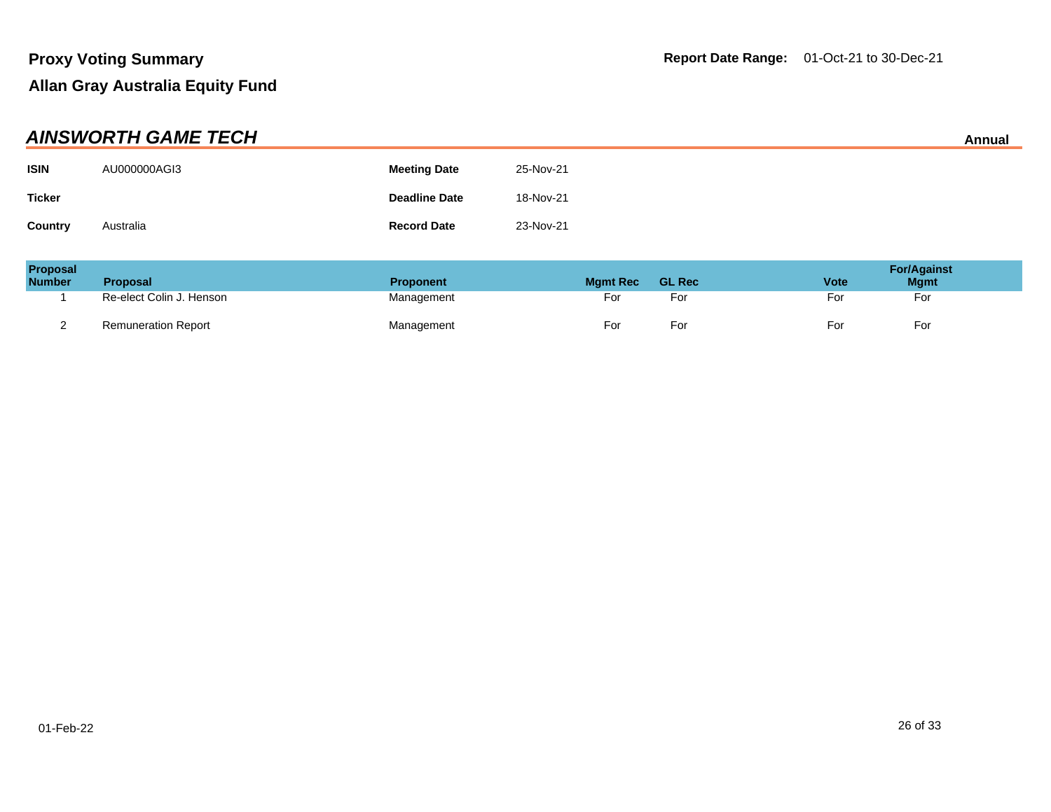# Proxy Voting Summary

**Report Date Range:** 01-Oct-21 to 30-Dec-21

## Allan Gray Australia Equity Fund

### *AINSWORTH GAME TECH*

**Annual**

| | | | |
|---|---|---|---|
| **ISIN** | AU000000AGI3 | **Meeting Date** | 25-Nov-21 |
| **Ticker** | | **Deadline Date** | 18-Nov-21 |
| **Country** | Australia | **Record Date** | 23-Nov-21 |

| Proposal Number | Proposal | Proponent | Mgmt Rec | GL Rec | Vote | For/Against Mgmt |
|---|---|---|---|---|---|---|
| 1 | Re-elect Colin J. Henson | Management | For | For | For | For |
| 2 | Remuneration Report | Management | For | For | For | For |

01-Feb-22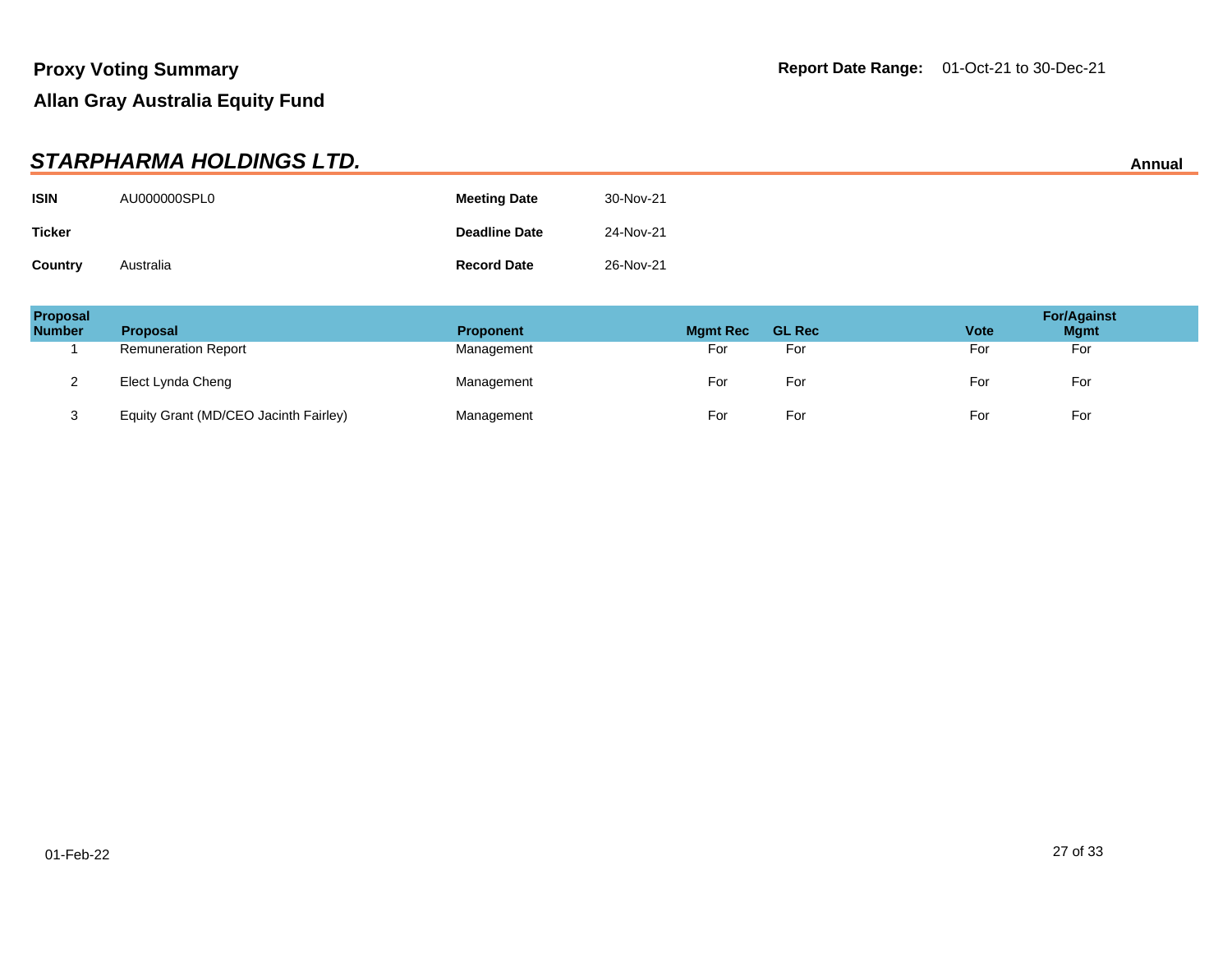# Proxy Voting Summary

**Report Date Range:** 01-Oct-21 to 30-Dec-21

## Allan Gray Australia Equity Fund

### *STARPHARMA HOLDINGS LTD.*

**Annual**

| | | | |
|---|---|---|---|
| **ISIN** | AU000000SPL0 | **Meeting Date** | 30-Nov-21 |
| **Ticker** | | **Deadline Date** | 24-Nov-21 |
| **Country** | Australia | **Record Date** | 26-Nov-21 |

| Proposal Number | Proposal | Proponent | Mgmt Rec | GL Rec | Vote | For/Against Mgmt |
|---|---|---|---|---|---|---|
| 1 | Remuneration Report | Management | For | For | For | For |
| 2 | Elect Lynda Cheng | Management | For | For | For | For |
| 3 | Equity Grant (MD/CEO Jacinth Fairley) | Management | For | For | For | For |

01-Feb-22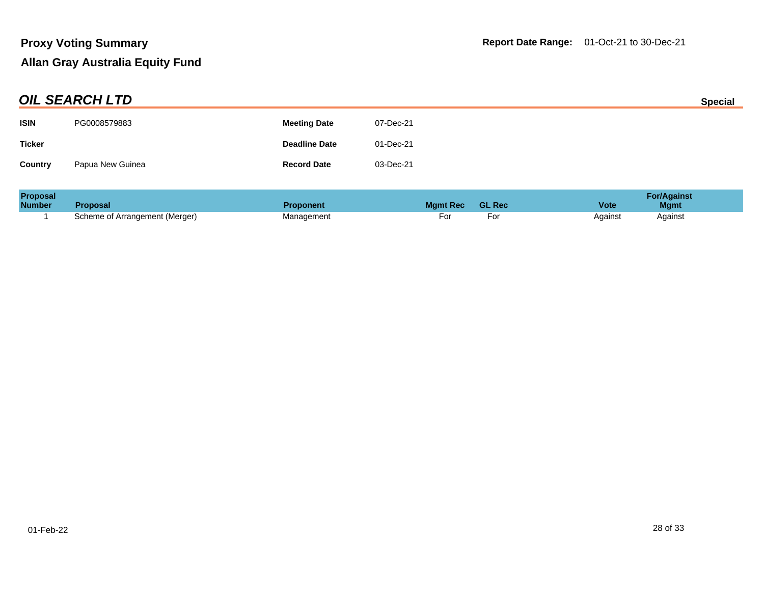# Proxy Voting Summary

**Report Date Range:** 01-Oct-21 to 30-Dec-21

## Allan Gray Australia Equity Fund

### *OIL SEARCH LTD*

**Special**

| | | | |
|---|---|---|---|
| **ISIN** | PG0008579883 | **Meeting Date** | 07-Dec-21 |
| **Ticker** | | **Deadline Date** | 01-Dec-21 |
| **Country** | Papua New Guinea | **Record Date** | 03-Dec-21 |

| Proposal Number | Proposal | Proponent | Mgmt Rec | GL Rec | Vote | For/Against Mgmt |
|---|---|---|---|---|---|---|
| 1 | Scheme of Arrangement (Merger) | Management | For | For | Against | Against |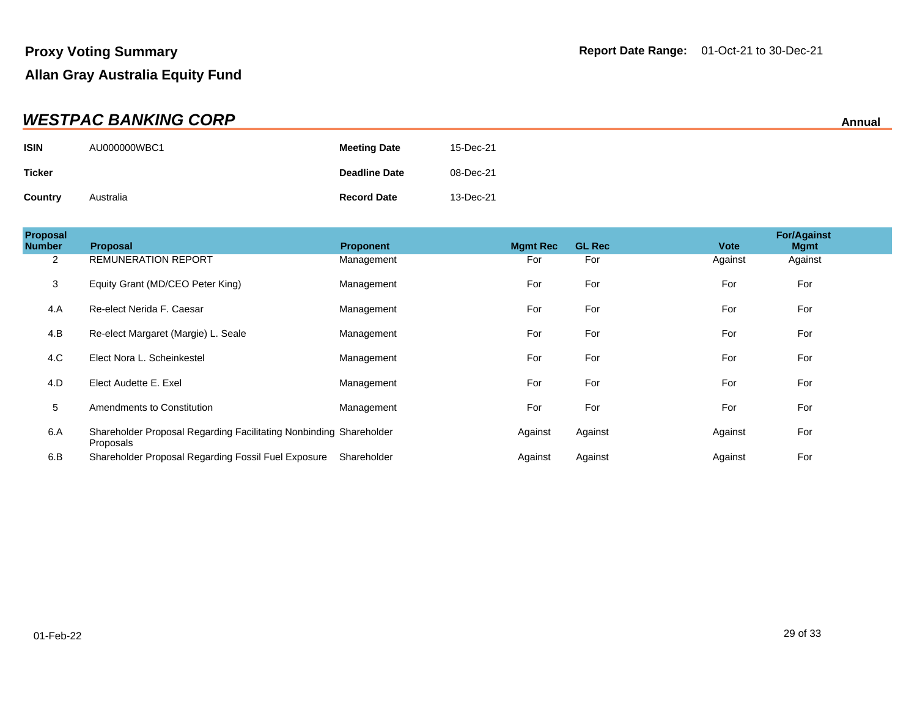**Proxy Voting Summary**

**Allan Gray Australia Equity Fund**

**Report Date Range:** 01-Oct-21 to 30-Dec-21

## *WESTPAC BANKING CORP*

**Annual**

| | | | |
|---|---|---|---|
| **ISIN** | AU000000WBC1 | **Meeting Date** | 15-Dec-21 |
| **Ticker** | | **Deadline Date** | 08-Dec-21 |
| **Country** | Australia | **Record Date** | 13-Dec-21 |

| Proposal Number | Proposal | Proponent | Mgmt Rec | GL Rec | Vote | For/Against Mgmt |
|---|---|---|---|---|---|---|
| 2 | REMUNERATION REPORT | Management | For | For | Against | Against |
| 3 | Equity Grant (MD/CEO Peter King) | Management | For | For | For | For |
| 4.A | Re-elect Nerida F. Caesar | Management | For | For | For | For |
| 4.B | Re-elect Margaret (Margie) L. Seale | Management | For | For | For | For |
| 4.C | Elect Nora L. Scheinkestel | Management | For | For | For | For |
| 4.D | Elect Audette E. Exel | Management | For | For | For | For |
| 5 | Amendments to Constitution | Management | For | For | For | For |
| 6.A | Shareholder Proposal Regarding Facilitating Nonbinding Proposals | Shareholder | Against | Against | Against | For |
| 6.B | Shareholder Proposal Regarding Fossil Fuel Exposure | Shareholder | Against | Against | Against | For |

01-Feb-22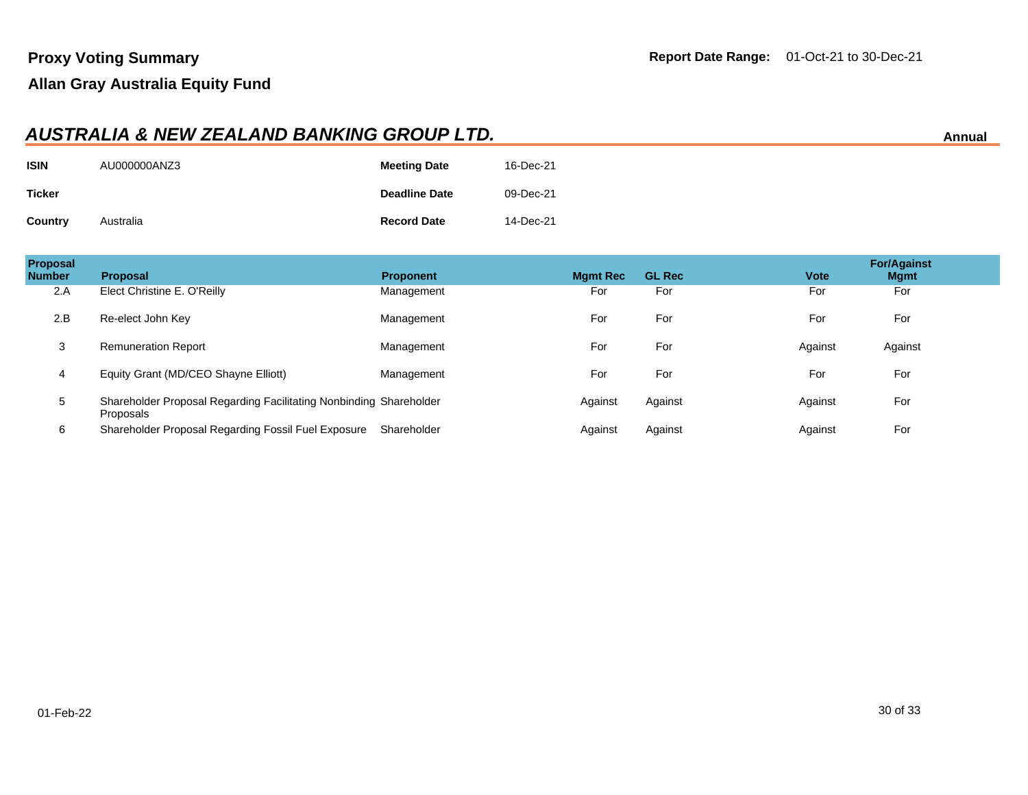## AUSTRALIA & NEW ZEALAND BANKING GROUP LTD.

**Annual**

| | | | |
|---|---|---|---|
| **ISIN** | AU000000ANZ3 | **Meeting Date** | 16-Dec-21 |
| **Ticker** | | **Deadline Date** | 09-Dec-21 |
| **Country** | Australia | **Record Date** | 14-Dec-21 |

| Proposal Number | Proposal | Proponent | Mgmt Rec | GL Rec | Vote | For/Against Mgmt |
|---|---|---|---|---|---|---|
| 2.A | Elect Christine E. O'Reilly | Management | For | For | For | For |
| 2.B | Re-elect John Key | Management | For | For | For | For |
| 3 | Remuneration Report | Management | For | For | Against | Against |
| 4 | Equity Grant (MD/CEO Shayne Elliott) | Management | For | For | For | For |
| 5 | Shareholder Proposal Regarding Facilitating Nonbinding Proposals | Shareholder | Against | Against | Against | For |
| 6 | Shareholder Proposal Regarding Fossil Fuel Exposure | Shareholder | Against | Against | Against | For |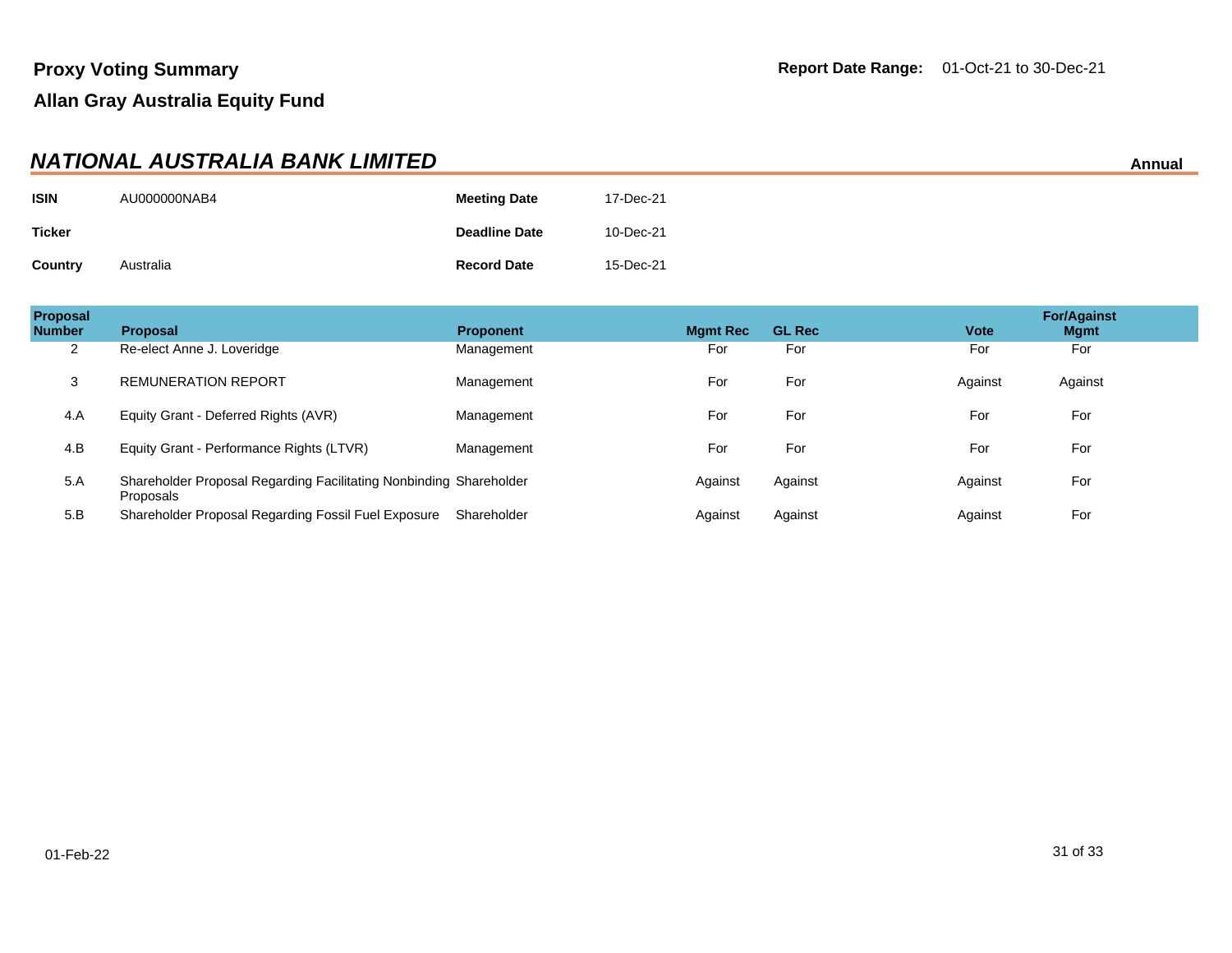**Proxy Voting Summary**

**Allan Gray Australia Equity Fund**

**Report Date Range:** 01-Oct-21 to 30-Dec-21

## *NATIONAL AUSTRALIA BANK LIMITED*

**Annual**

| | | | |
|---|---|---|---|
| **ISIN** | AU000000NAB4 | **Meeting Date** | 17-Dec-21 |
| **Ticker** | | **Deadline Date** | 10-Dec-21 |
| **Country** | Australia | **Record Date** | 15-Dec-21 |

| Proposal Number | Proposal | Proponent | Mgmt Rec | GL Rec | Vote | For/Against Mgmt |
|---|---|---|---|---|---|---|
| 2 | Re-elect Anne J. Loveridge | Management | For | For | For | For |
| 3 | REMUNERATION REPORT | Management | For | For | Against | Against |
| 4.A | Equity Grant - Deferred Rights (AVR) | Management | For | For | For | For |
| 4.B | Equity Grant - Performance Rights (LTVR) | Management | For | For | For | For |
| 5.A | Shareholder Proposal Regarding Facilitating Nonbinding Proposals | Shareholder | Against | Against | Against | For |
| 5.B | Shareholder Proposal Regarding Fossil Fuel Exposure | Shareholder | Against | Against | Against | For |

01-Feb-22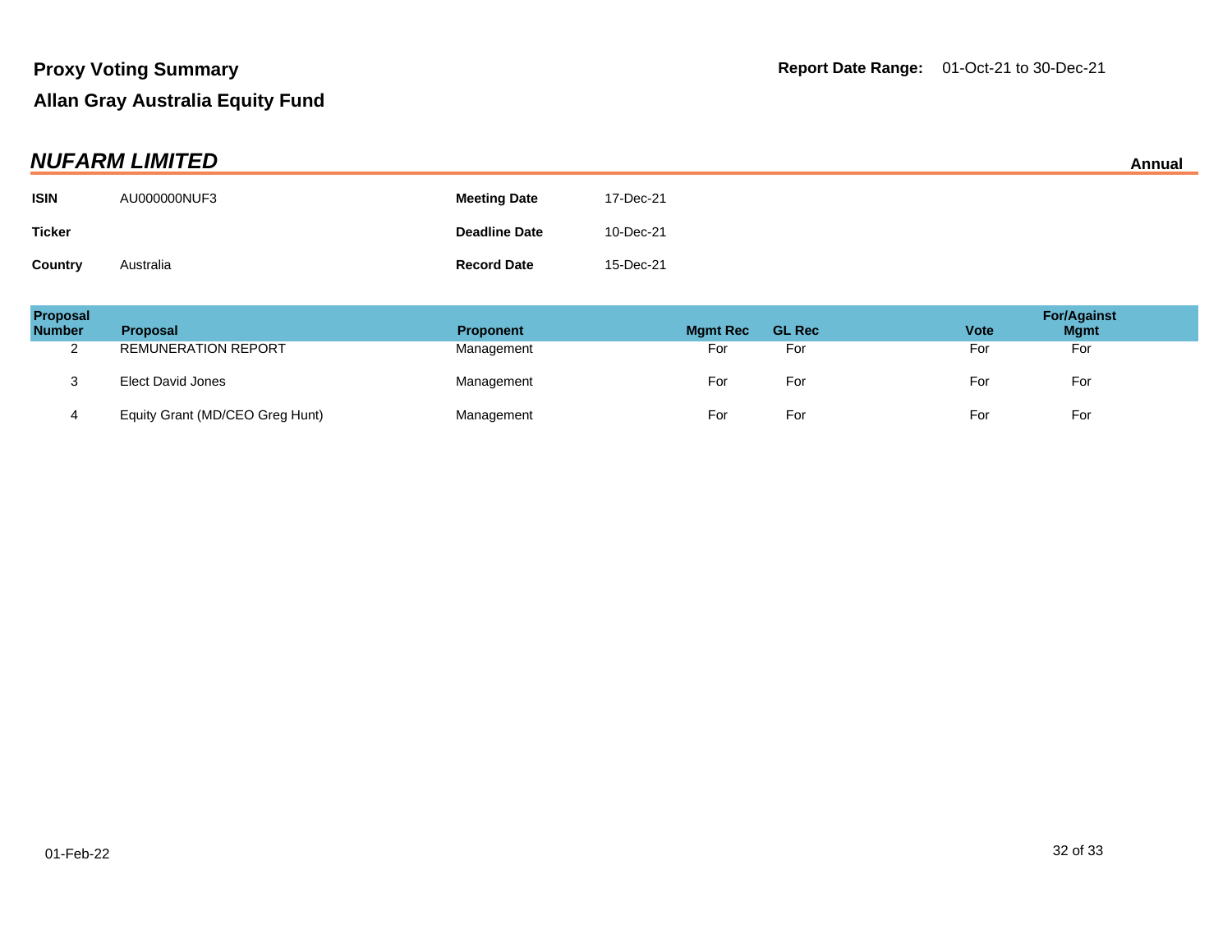**Proxy Voting Summary**

**Allan Gray Australia Equity Fund**

**Report Date Range:** 01-Oct-21 to 30-Dec-21

## *NUFARM LIMITED*

**Annual**

| | | | |
|---|---|---|---|
| **ISIN** | AU000000NUF3 | **Meeting Date** | 17-Dec-21 |
| **Ticker** | | **Deadline Date** | 10-Dec-21 |
| **Country** | Australia | **Record Date** | 15-Dec-21 |

| Proposal Number | Proposal | Proponent | Mgmt Rec | GL Rec | Vote | For/Against Mgmt |
|---|---|---|---|---|---|---|
| 2 | REMUNERATION REPORT | Management | For | For | For | For |
| 3 | Elect David Jones | Management | For | For | For | For |
| 4 | Equity Grant (MD/CEO Greg Hunt) | Management | For | For | For | For |

01-Feb-22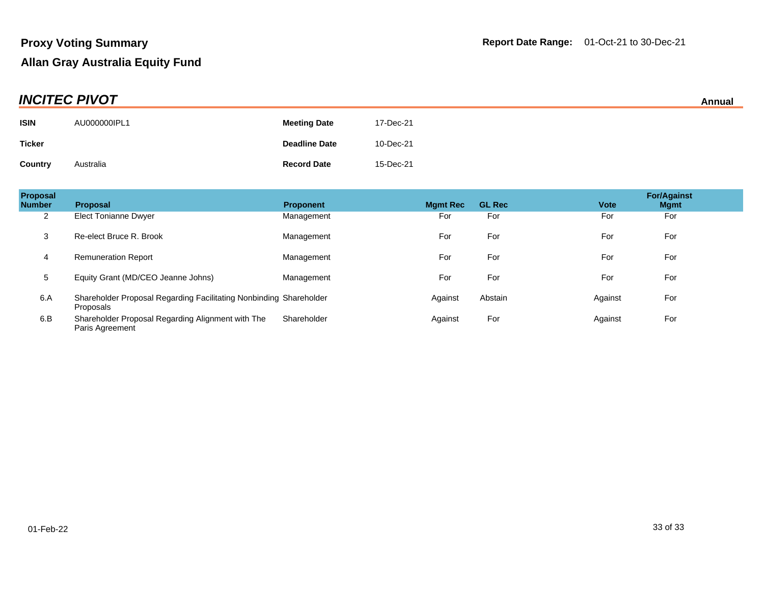# Proxy Voting Summary

**Report Date Range:** 01-Oct-21 to 30-Dec-21

## Allan Gray Australia Equity Fund

### *INCITEC PIVOT*

**Annual**

| | | | |
|---|---|---|---|
| **ISIN** | AU000000IPL1 | **Meeting Date** | 17-Dec-21 |
| **Ticker** | | **Deadline Date** | 10-Dec-21 |
| **Country** | Australia | **Record Date** | 15-Dec-21 |

| Proposal Number | Proposal | Proponent | Mgmt Rec | GL Rec | Vote | For/Against Mgmt |
|---|---|---|---|---|---|---|
| 2 | Elect Tonianne Dwyer | Management | For | For | For | For |
| 3 | Re-elect Bruce R. Brook | Management | For | For | For | For |
| 4 | Remuneration Report | Management | For | For | For | For |
| 5 | Equity Grant (MD/CEO Jeanne Johns) | Management | For | For | For | For |
| 6.A | Shareholder Proposal Regarding Facilitating Nonbinding Proposals | Shareholder | Against | Abstain | Against | For |
| 6.B | Shareholder Proposal Regarding Alignment with The Paris Agreement | Shareholder | Against | For | Against | For |

01-Feb-22